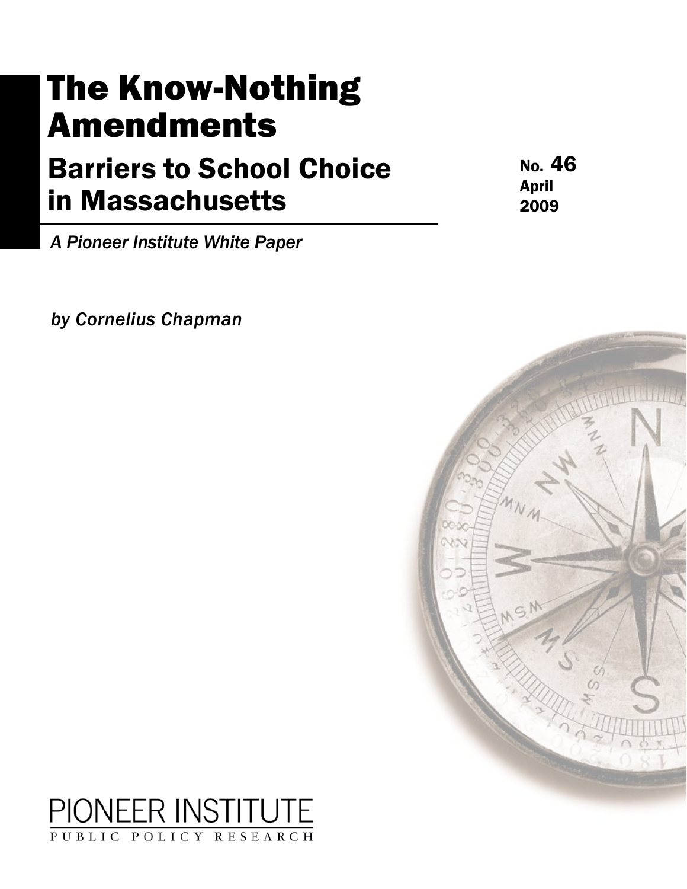# The Know-Nothing Amendments

## Barriers to School Choice in Massachusetts

No. 46
April
2009

*A Pioneer Institute White Paper*

*by Cornelius Chapman*

PIONEER INSTITUTE
PUBLIC POLICY RESEARCH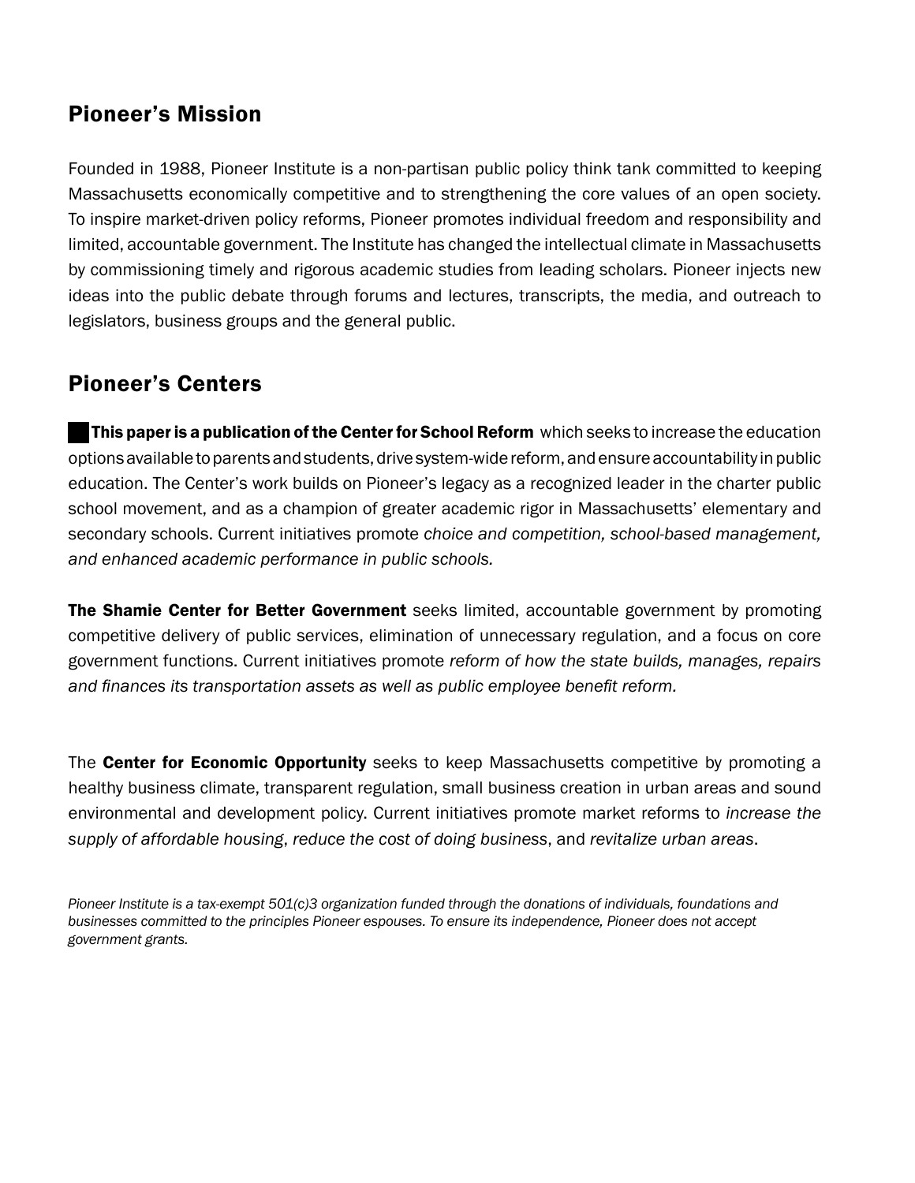## Pioneer's Mission

Founded in 1988, Pioneer Institute is a non-partisan public policy think tank committed to keeping Massachusetts economically competitive and to strengthening the core values of an open society. To inspire market-driven policy reforms, Pioneer promotes individual freedom and responsibility and limited, accountable government. The Institute has changed the intellectual climate in Massachusetts by commissioning timely and rigorous academic studies from leading scholars. Pioneer injects new ideas into the public debate through forums and lectures, transcripts, the media, and outreach to legislators, business groups and the general public.

## Pioneer's Centers

**This paper is a publication of the Center for School Reform** which seeks to increase the education options available to parents and students, drive system-wide reform, and ensure accountability in public education. The Center's work builds on Pioneer's legacy as a recognized leader in the charter public school movement, and as a champion of greater academic rigor in Massachusetts' elementary and secondary schools. Current initiatives promote *choice and competition, school-based management, and enhanced academic performance in public schools.*

**The Shamie Center for Better Government** seeks limited, accountable government by promoting competitive delivery of public services, elimination of unnecessary regulation, and a focus on core government functions. Current initiatives promote *reform of how the state builds, manages, repairs and finances its transportation assets as well as public employee benefit reform.*

The **Center for Economic Opportunity** seeks to keep Massachusetts competitive by promoting a healthy business climate, transparent regulation, small business creation in urban areas and sound environmental and development policy. Current initiatives promote market reforms to *increase the supply of affordable housing*, *reduce the cost of doing business*, and *revitalize urban areas*.

*Pioneer Institute is a tax-exempt 501(c)3 organization funded through the donations of individuals, foundations and businesses committed to the principles Pioneer espouses. To ensure its independence, Pioneer does not accept government grants.*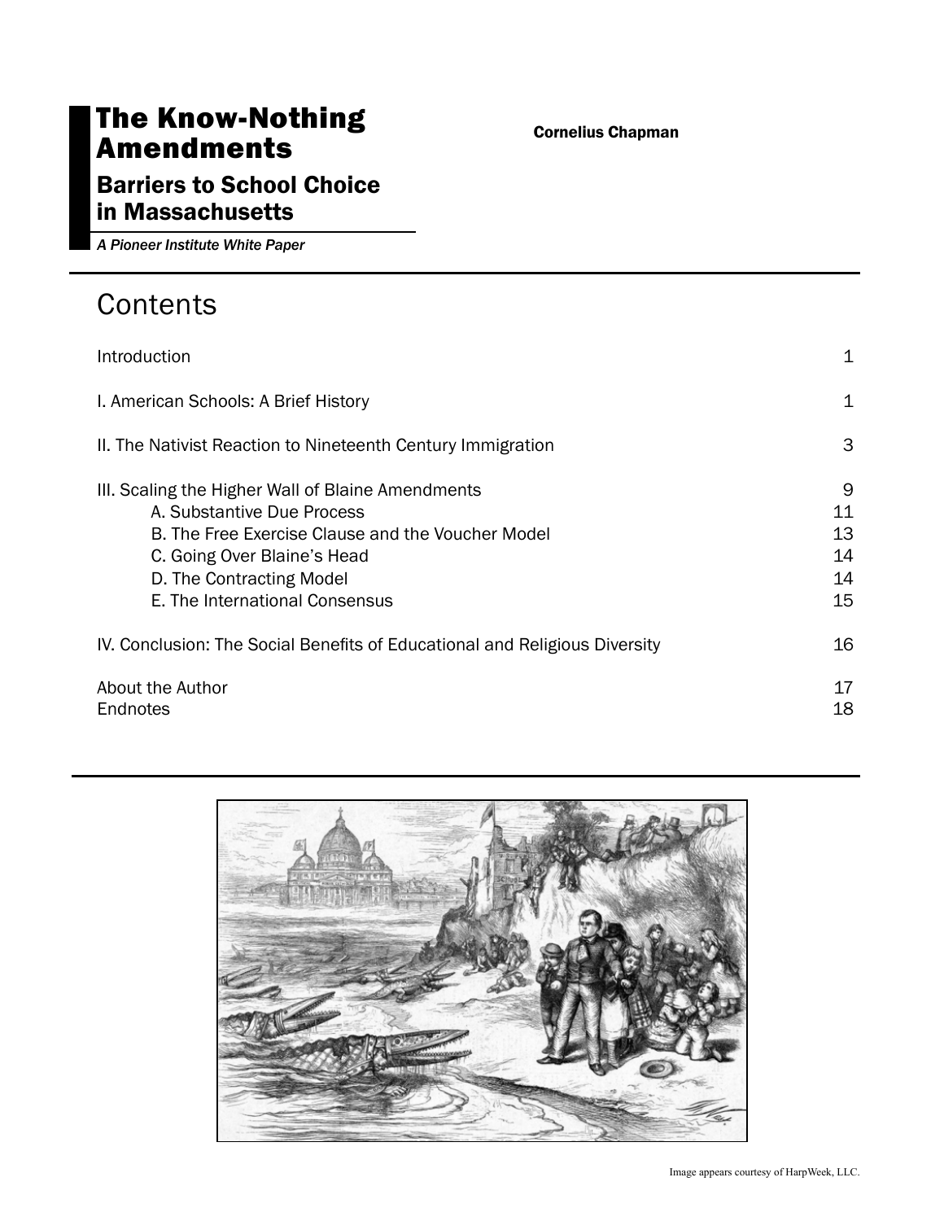# The Know-Nothing Amendments

## Barriers to School Choice in Massachusetts

*A Pioneer Institute White Paper*

**Cornelius Chapman**

# Contents

| | |
|---|---|
| Introduction | 1 |
| I. American Schools: A Brief History | 1 |
| II. The Nativist Reaction to Nineteenth Century Immigration | 3 |
| III. Scaling the Higher Wall of Blaine Amendments | 9 |
| A. Substantive Due Process | 11 |
| B. The Free Exercise Clause and the Voucher Model | 13 |
| C. Going Over Blaine's Head | 14 |
| D. The Contracting Model | 14 |
| E. The International Consensus | 15 |
| IV. Conclusion: The Social Benefits of Educational and Religious Diversity | 16 |
| About the Author | 17 |
| Endnotes | 18 |

Image appears courtesy of HarpWeek, LLC.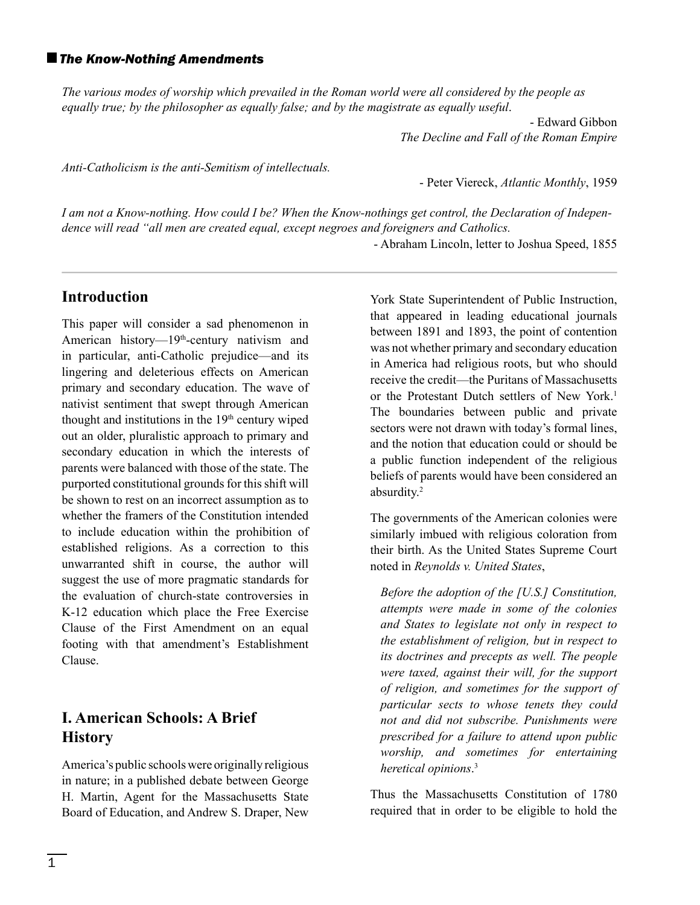## *The Know-Nothing Amendments*

*The various modes of worship which prevailed in the Roman world were all considered by the people as equally true; by the philosopher as equally false; and by the magistrate as equally useful.*

- Edward Gibbon
*The Decline and Fall of the Roman Empire*

*Anti-Catholicism is the anti-Semitism of intellectuals.*

- Peter Viereck, *Atlantic Monthly*, 1959

*I am not a Know-nothing. How could I be? When the Know-nothings get control, the Declaration of Independence will read "all men are created equal, except negroes and foreigners and Catholics.*

- Abraham Lincoln, letter to Joshua Speed, 1855

---

## Introduction

This paper will consider a sad phenomenon in American history—19th-century nativism and in particular, anti-Catholic prejudice—and its lingering and deleterious effects on American primary and secondary education. The wave of nativist sentiment that swept through American thought and institutions in the 19th century wiped out an older, pluralistic approach to primary and secondary education in which the interests of parents were balanced with those of the state. The purported constitutional grounds for this shift will be shown to rest on an incorrect assumption as to whether the framers of the Constitution intended to include education within the prohibition of established religions. As a correction to this unwarranted shift in course, the author will suggest the use of more pragmatic standards for the evaluation of church-state controversies in K-12 education which place the Free Exercise Clause of the First Amendment on an equal footing with that amendment's Establishment Clause.

## I. American Schools: A Brief History

America's public schools were originally religious in nature; in a published debate between George H. Martin, Agent for the Massachusetts State Board of Education, and Andrew S. Draper, New York State Superintendent of Public Instruction, that appeared in leading educational journals between 1891 and 1893, the point of contention was not whether primary and secondary education in America had religious roots, but who should receive the credit—the Puritans of Massachusetts or the Protestant Dutch settlers of New York.[1] The boundaries between public and private sectors were not drawn with today's formal lines, and the notion that education could or should be a public function independent of the religious beliefs of parents would have been considered an absurdity.[2]

The governments of the American colonies were similarly imbued with religious coloration from their birth. As the United States Supreme Court noted in *Reynolds v. United States*,

> *Before the adoption of the [U.S.] Constitution, attempts were made in some of the colonies and States to legislate not only in respect to the establishment of religion, but in respect to its doctrines and precepts as well. The people were taxed, against their will, for the support of religion, and sometimes for the support of particular sects to whose tenets they could not and did not subscribe. Punishments were prescribed for a failure to attend upon public worship, and sometimes for entertaining heretical opinions*.[3]

Thus the Massachusetts Constitution of 1780 required that in order to be eligible to hold the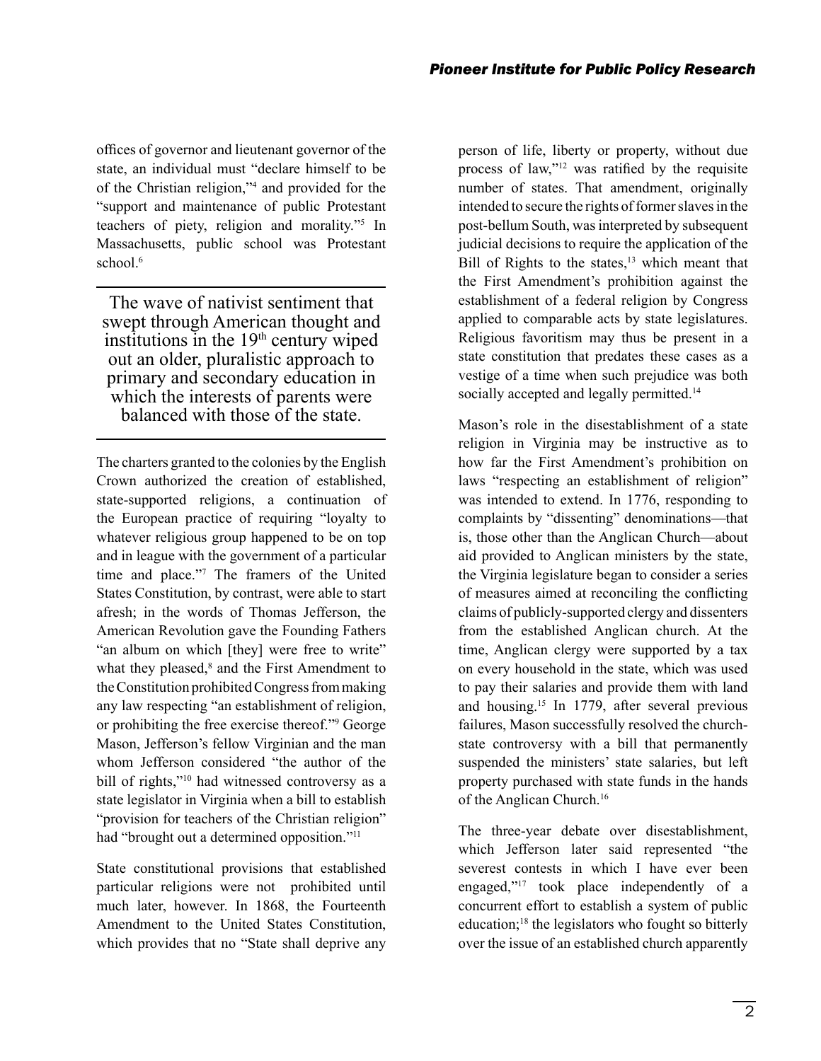offices of governor and lieutenant governor of the state, an individual must "declare himself to be of the Christian religion,"[4] and provided for the "support and maintenance of public Protestant teachers of piety, religion and morality."[5] In Massachusetts, public school was Protestant school.[6]

> The wave of nativist sentiment that swept through American thought and institutions in the 19th century wiped out an older, pluralistic approach to primary and secondary education in which the interests of parents were balanced with those of the state.

The charters granted to the colonies by the English Crown authorized the creation of established, state-supported religions, a continuation of the European practice of requiring "loyalty to whatever religious group happened to be on top and in league with the government of a particular time and place."[7] The framers of the United States Constitution, by contrast, were able to start afresh; in the words of Thomas Jefferson, the American Revolution gave the Founding Fathers "an album on which [they] were free to write" what they pleased,[8] and the First Amendment to the Constitution prohibited Congress from making any law respecting "an establishment of religion, or prohibiting the free exercise thereof."[9] George Mason, Jefferson's fellow Virginian and the man whom Jefferson considered "the author of the bill of rights,"[10] had witnessed controversy as a state legislator in Virginia when a bill to establish "provision for teachers of the Christian religion" had "brought out a determined opposition."[11]

State constitutional provisions that established particular religions were not prohibited until much later, however. In 1868, the Fourteenth Amendment to the United States Constitution, which provides that no "State shall deprive any person of life, liberty or property, without due process of law,"[12] was ratified by the requisite number of states. That amendment, originally intended to secure the rights of former slaves in the post-bellum South, was interpreted by subsequent judicial decisions to require the application of the Bill of Rights to the states,[13] which meant that the First Amendment's prohibition against the establishment of a federal religion by Congress applied to comparable acts by state legislatures. Religious favoritism may thus be present in a state constitution that predates these cases as a vestige of a time when such prejudice was both socially accepted and legally permitted.[14]

Mason's role in the disestablishment of a state religion in Virginia may be instructive as to how far the First Amendment's prohibition on laws "respecting an establishment of religion" was intended to extend. In 1776, responding to complaints by "dissenting" denominations—that is, those other than the Anglican Church—about aid provided to Anglican ministers by the state, the Virginia legislature began to consider a series of measures aimed at reconciling the conflicting claims of publicly-supported clergy and dissenters from the established Anglican church. At the time, Anglican clergy were supported by a tax on every household in the state, which was used to pay their salaries and provide them with land and housing.[15] In 1779, after several previous failures, Mason successfully resolved the church-state controversy with a bill that permanently suspended the ministers' state salaries, but left property purchased with state funds in the hands of the Anglican Church.[16]

The three-year debate over disestablishment, which Jefferson later said represented "the severest contests in which I have ever been engaged,"[17] took place independently of a concurrent effort to establish a system of public education;[18] the legislators who fought so bitterly over the issue of an established church apparently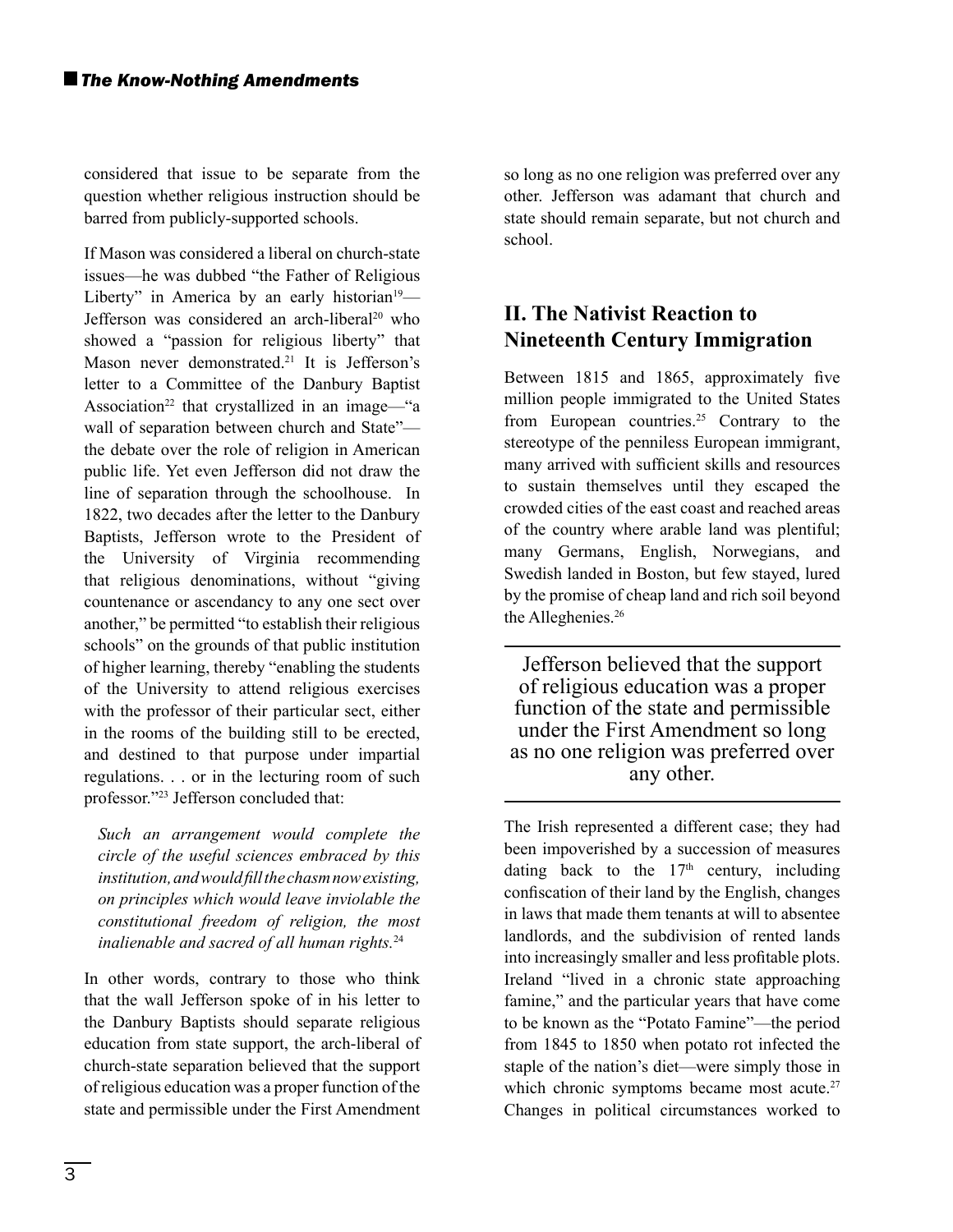considered that issue to be separate from the question whether religious instruction should be barred from publicly-supported schools.

If Mason was considered a liberal on church-state issues—he was dubbed "the Father of Religious Liberty" in America by an early historian[19]—Jefferson was considered an arch-liberal[20] who showed a "passion for religious liberty" that Mason never demonstrated.[21] It is Jefferson's letter to a Committee of the Danbury Baptist Association[22] that crystallized in an image—"a wall of separation between church and State"—the debate over the role of religion in American public life. Yet even Jefferson did not draw the line of separation through the schoolhouse. In 1822, two decades after the letter to the Danbury Baptists, Jefferson wrote to the President of the University of Virginia recommending that religious denominations, without "giving countenance or ascendancy to any one sect over another," be permitted "to establish their religious schools" on the grounds of that public institution of higher learning, thereby "enabling the students of the University to attend religious exercises with the professor of their particular sect, either in the rooms of the building still to be erected, and destined to that purpose under impartial regulations. . . or in the lecturing room of such professor."[23] Jefferson concluded that:

> *Such an arrangement would complete the circle of the useful sciences embraced by this institution, and would fill the chasm now existing, on principles which would leave inviolable the constitutional freedom of religion, the most inalienable and sacred of all human rights.*[24]

In other words, contrary to those who think that the wall Jefferson spoke of in his letter to the Danbury Baptists should separate religious education from state support, the arch-liberal of church-state separation believed that the support of religious education was a proper function of the state and permissible under the First Amendment so long as no one religion was preferred over any other. Jefferson was adamant that church and state should remain separate, but not church and school.

## II. The Nativist Reaction to Nineteenth Century Immigration

Between 1815 and 1865, approximately five million people immigrated to the United States from European countries.[25] Contrary to the stereotype of the penniless European immigrant, many arrived with sufficient skills and resources to sustain themselves until they escaped the crowded cities of the east coast and reached areas of the country where arable land was plentiful; many Germans, English, Norwegians, and Swedish landed in Boston, but few stayed, lured by the promise of cheap land and rich soil beyond the Alleghenies.[26]

> Jefferson believed that the support of religious education was a proper function of the state and permissible under the First Amendment so long as no one religion was preferred over any other.

The Irish represented a different case; they had been impoverished by a succession of measures dating back to the 17th century, including confiscation of their land by the English, changes in laws that made them tenants at will to absentee landlords, and the subdivision of rented lands into increasingly smaller and less profitable plots. Ireland "lived in a chronic state approaching famine," and the particular years that have come to be known as the "Potato Famine"—the period from 1845 to 1850 when potato rot infected the staple of the nation's diet—were simply those in which chronic symptoms became most acute.[27] Changes in political circumstances worked to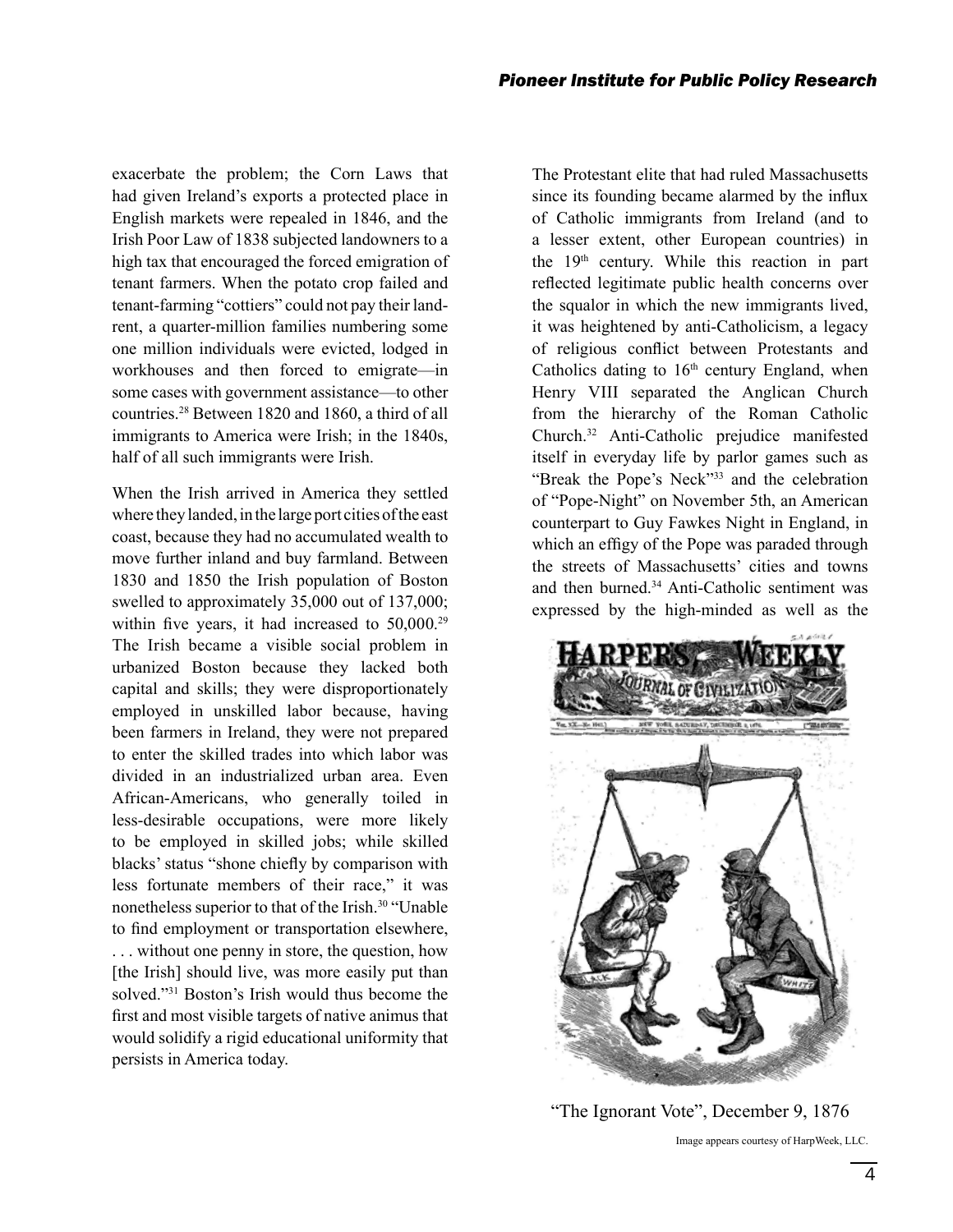exacerbate the problem; the Corn Laws that had given Ireland's exports a protected place in English markets were repealed in 1846, and the Irish Poor Law of 1838 subjected landowners to a high tax that encouraged the forced emigration of tenant farmers. When the potato crop failed and tenant-farming "cottiers" could not pay their land-rent, a quarter-million families numbering some one million individuals were evicted, lodged in workhouses and then forced to emigrate—in some cases with government assistance—to other countries.[28] Between 1820 and 1860, a third of all immigrants to America were Irish; in the 1840s, half of all such immigrants were Irish.

When the Irish arrived in America they settled where they landed, in the large port cities of the east coast, because they had no accumulated wealth to move further inland and buy farmland. Between 1830 and 1850 the Irish population of Boston swelled to approximately 35,000 out of 137,000; within five years, it had increased to 50,000.[29] The Irish became a visible social problem in urbanized Boston because they lacked both capital and skills; they were disproportionately employed in unskilled labor because, having been farmers in Ireland, they were not prepared to enter the skilled trades into which labor was divided in an industrialized urban area. Even African-Americans, who generally toiled in less-desirable occupations, were more likely to be employed in skilled jobs; while skilled blacks' status "shone chiefly by comparison with less fortunate members of their race," it was nonetheless superior to that of the Irish.[30] "Unable to find employment or transportation elsewhere, . . . without one penny in store, the question, how [the Irish] should live, was more easily put than solved."[31] Boston's Irish would thus become the first and most visible targets of native animus that would solidify a rigid educational uniformity that persists in America today.

The Protestant elite that had ruled Massachusetts since its founding became alarmed by the influx of Catholic immigrants from Ireland (and to a lesser extent, other European countries) in the 19th century. While this reaction in part reflected legitimate public health concerns over the squalor in which the new immigrants lived, it was heightened by anti-Catholicism, a legacy of religious conflict between Protestants and Catholics dating to 16th century England, when Henry VIII separated the Anglican Church from the hierarchy of the Roman Catholic Church.[32] Anti-Catholic prejudice manifested itself in everyday life by parlor games such as "Break the Pope's Neck"[33] and the celebration of "Pope-Night" on November 5th, an American counterpart to Guy Fawkes Night in England, in which an effigy of the Pope was paraded through the streets of Massachusetts' cities and towns and then burned.[34] Anti-Catholic sentiment was expressed by the high-minded as well as the

"The Ignorant Vote", December 9, 1876

Image appears courtesy of HarpWeek, LLC.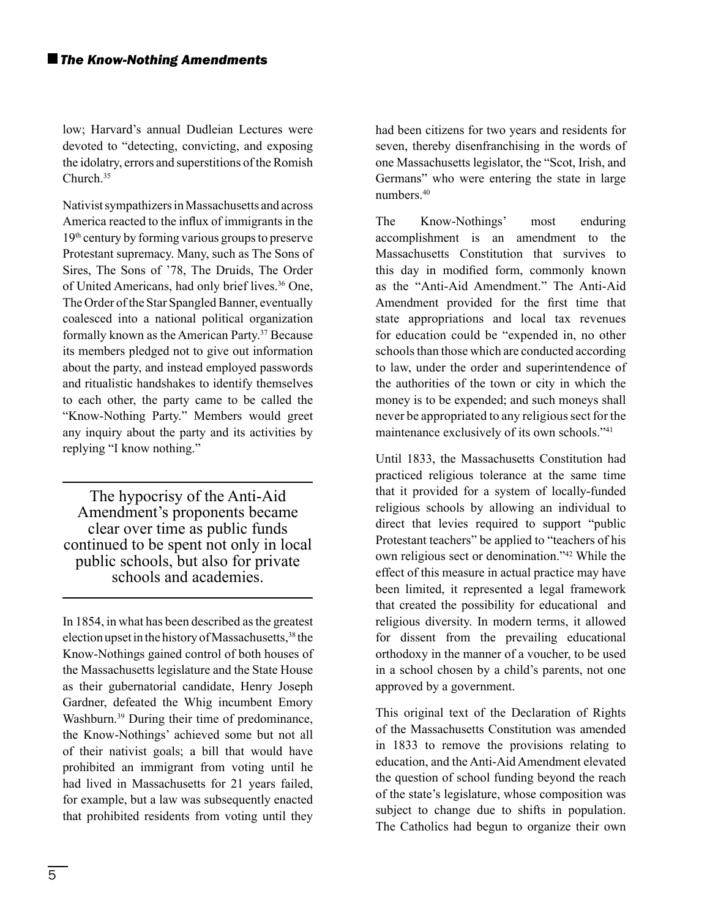low; Harvard's annual Dudleian Lectures were devoted to "detecting, convicting, and exposing the idolatry, errors and superstitions of the Romish Church.[35]

Nativist sympathizers in Massachusetts and across America reacted to the influx of immigrants in the 19th century by forming various groups to preserve Protestant supremacy. Many, such as The Sons of Sires, The Sons of '78, The Druids, The Order of United Americans, had only brief lives.[36] One, The Order of the Star Spangled Banner, eventually coalesced into a national political organization formally known as the American Party.[37] Because its members pledged not to give out information about the party, and instead employed passwords and ritualistic handshakes to identify themselves to each other, the party came to be called the "Know-Nothing Party." Members would greet any inquiry about the party and its activities by replying "I know nothing."

> The hypocrisy of the Anti-Aid Amendment's proponents became clear over time as public funds continued to be spent not only in local public schools, but also for private schools and academies.

In 1854, in what has been described as the greatest election upset in the history of Massachusetts,[38] the Know-Nothings gained control of both houses of the Massachusetts legislature and the State House as their gubernatorial candidate, Henry Joseph Gardner, defeated the Whig incumbent Emory Washburn.[39] During their time of predominance, the Know-Nothings' achieved some but not all of their nativist goals; a bill that would have prohibited an immigrant from voting until he had lived in Massachusetts for 21 years failed, for example, but a law was subsequently enacted that prohibited residents from voting until they had been citizens for two years and residents for seven, thereby disenfranchising in the words of one Massachusetts legislator, the "Scot, Irish, and Germans" who were entering the state in large numbers.[40]

The Know-Nothings' most enduring accomplishment is an amendment to the Massachusetts Constitution that survives to this day in modified form, commonly known as the "Anti-Aid Amendment." The Anti-Aid Amendment provided for the first time that state appropriations and local tax revenues for education could be "expended in, no other schools than those which are conducted according to law, under the order and superintendence of the authorities of the town or city in which the money is to be expended; and such moneys shall never be appropriated to any religious sect for the maintenance exclusively of its own schools."[41]

Until 1833, the Massachusetts Constitution had practiced religious tolerance at the same time that it provided for a system of locally-funded religious schools by allowing an individual to direct that levies required to support "public Protestant teachers" be applied to "teachers of his own religious sect or denomination."[42] While the effect of this measure in actual practice may have been limited, it represented a legal framework that created the possibility for educational and religious diversity. In modern terms, it allowed for dissent from the prevailing educational orthodoxy in the manner of a voucher, to be used in a school chosen by a child's parents, not one approved by a government.

This original text of the Declaration of Rights of the Massachusetts Constitution was amended in 1833 to remove the provisions relating to education, and the Anti-Aid Amendment elevated the question of school funding beyond the reach of the state's legislature, whose composition was subject to change due to shifts in population. The Catholics had begun to organize their own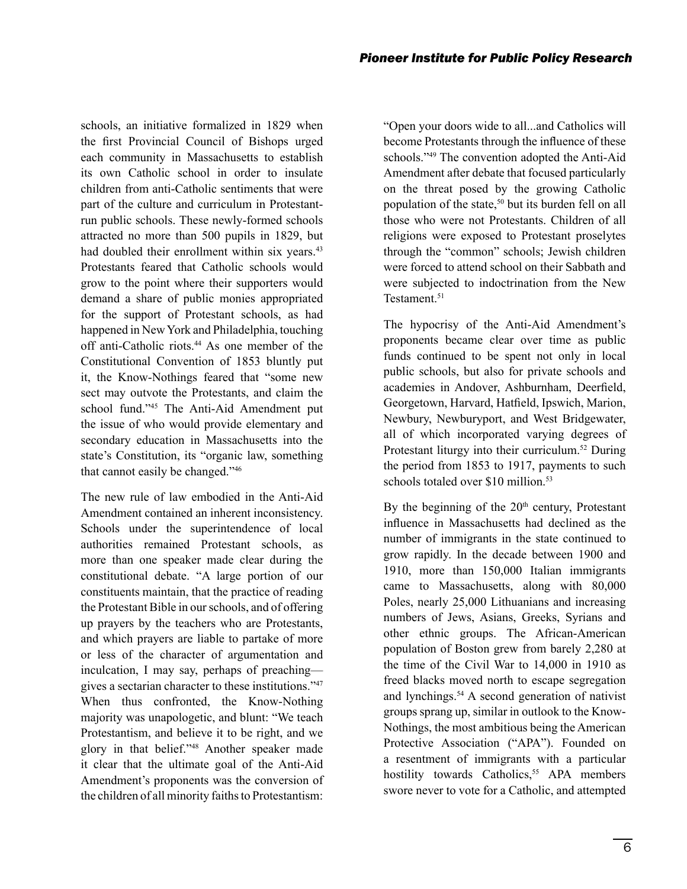schools, an initiative formalized in 1829 when the first Provincial Council of Bishops urged each community in Massachusetts to establish its own Catholic school in order to insulate children from anti-Catholic sentiments that were part of the culture and curriculum in Protestant-run public schools. These newly-formed schools attracted no more than 500 pupils in 1829, but had doubled their enrollment within six years.[43] Protestants feared that Catholic schools would grow to the point where their supporters would demand a share of public monies appropriated for the support of Protestant schools, as had happened in New York and Philadelphia, touching off anti-Catholic riots.[44] As one member of the Constitutional Convention of 1853 bluntly put it, the Know-Nothings feared that "some new sect may outvote the Protestants, and claim the school fund."[45] The Anti-Aid Amendment put the issue of who would provide elementary and secondary education in Massachusetts into the state's Constitution, its "organic law, something that cannot easily be changed."[46]

The new rule of law embodied in the Anti-Aid Amendment contained an inherent inconsistency. Schools under the superintendence of local authorities remained Protestant schools, as more than one speaker made clear during the constitutional debate. "A large portion of our constituents maintain, that the practice of reading the Protestant Bible in our schools, and of offering up prayers by the teachers who are Protestants, and which prayers are liable to partake of more or less of the character of argumentation and inculcation, I may say, perhaps of preaching—gives a sectarian character to these institutions."[47] When thus confronted, the Know-Nothing majority was unapologetic, and blunt: "We teach Protestantism, and believe it to be right, and we glory in that belief."[48] Another speaker made it clear that the ultimate goal of the Anti-Aid Amendment's proponents was the conversion of the children of all minority faiths to Protestantism: "Open your doors wide to all...and Catholics will become Protestants through the influence of these schools."[49] The convention adopted the Anti-Aid Amendment after debate that focused particularly on the threat posed by the growing Catholic population of the state,[50] but its burden fell on all those who were not Protestants. Children of all religions were exposed to Protestant proselytes through the "common" schools; Jewish children were forced to attend school on their Sabbath and were subjected to indoctrination from the New Testament.[51]

The hypocrisy of the Anti-Aid Amendment's proponents became clear over time as public funds continued to be spent not only in local public schools, but also for private schools and academies in Andover, Ashburnham, Deerfield, Georgetown, Harvard, Hatfield, Ipswich, Marion, Newbury, Newburyport, and West Bridgewater, all of which incorporated varying degrees of Protestant liturgy into their curriculum.[52] During the period from 1853 to 1917, payments to such schools totaled over \$10 million.[53]

By the beginning of the 20th century, Protestant influence in Massachusetts had declined as the number of immigrants in the state continued to grow rapidly. In the decade between 1900 and 1910, more than 150,000 Italian immigrants came to Massachusetts, along with 80,000 Poles, nearly 25,000 Lithuanians and increasing numbers of Jews, Asians, Greeks, Syrians and other ethnic groups. The African-American population of Boston grew from barely 2,280 at the time of the Civil War to 14,000 in 1910 as freed blacks moved north to escape segregation and lynchings.[54] A second generation of nativist groups sprang up, similar in outlook to the Know-Nothings, the most ambitious being the American Protective Association ("APA"). Founded on a resentment of immigrants with a particular hostility towards Catholics,[55] APA members swore never to vote for a Catholic, and attempted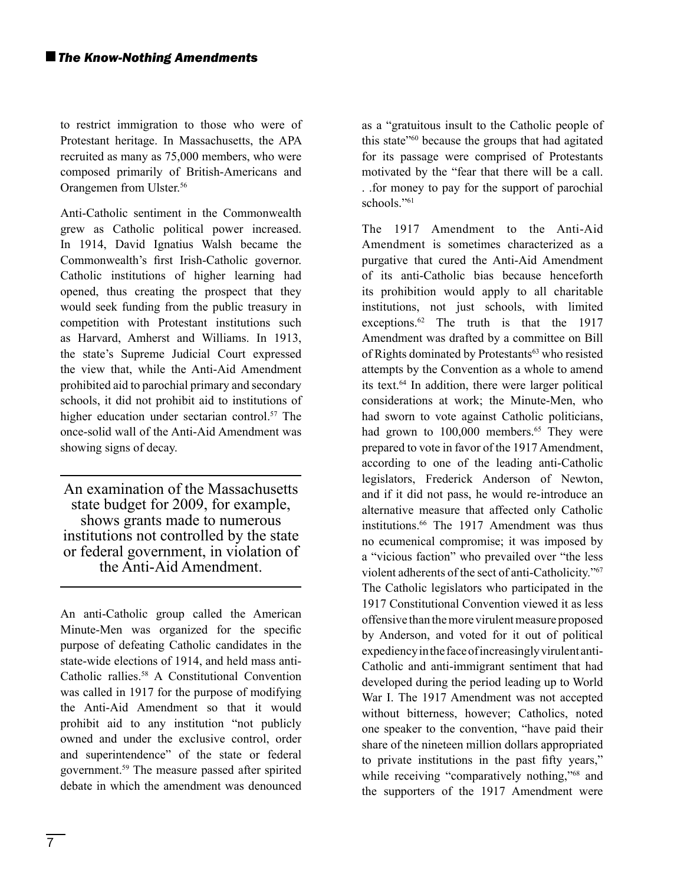to restrict immigration to those who were of Protestant heritage. In Massachusetts, the APA recruited as many as 75,000 members, who were composed primarily of British-Americans and Orangemen from Ulster.[56]

Anti-Catholic sentiment in the Commonwealth grew as Catholic political power increased. In 1914, David Ignatius Walsh became the Commonwealth's first Irish-Catholic governor. Catholic institutions of higher learning had opened, thus creating the prospect that they would seek funding from the public treasury in competition with Protestant institutions such as Harvard, Amherst and Williams. In 1913, the state's Supreme Judicial Court expressed the view that, while the Anti-Aid Amendment prohibited aid to parochial primary and secondary schools, it did not prohibit aid to institutions of higher education under sectarian control.[57] The once-solid wall of the Anti-Aid Amendment was showing signs of decay.

> An examination of the Massachusetts state budget for 2009, for example, shows grants made to numerous institutions not controlled by the state or federal government, in violation of the Anti-Aid Amendment.

An anti-Catholic group called the American Minute-Men was organized for the specific purpose of defeating Catholic candidates in the state-wide elections of 1914, and held mass anti-Catholic rallies.[58] A Constitutional Convention was called in 1917 for the purpose of modifying the Anti-Aid Amendment so that it would prohibit aid to any institution "not publicly owned and under the exclusive control, order and superintendence" of the state or federal government.[59] The measure passed after spirited debate in which the amendment was denounced as a "gratuitous insult to the Catholic people of this state"[60] because the groups that had agitated for its passage were comprised of Protestants motivated by the "fear that there will be a call. . .for money to pay for the support of parochial schools."[61]

The 1917 Amendment to the Anti-Aid Amendment is sometimes characterized as a purgative that cured the Anti-Aid Amendment of its anti-Catholic bias because henceforth its prohibition would apply to all charitable institutions, not just schools, with limited exceptions.[62] The truth is that the 1917 Amendment was drafted by a committee on Bill of Rights dominated by Protestants[63] who resisted attempts by the Convention as a whole to amend its text.[64] In addition, there were larger political considerations at work; the Minute-Men, who had sworn to vote against Catholic politicians, had grown to 100,000 members.[65] They were prepared to vote in favor of the 1917 Amendment, according to one of the leading anti-Catholic legislators, Frederick Anderson of Newton, and if it did not pass, he would re-introduce an alternative measure that affected only Catholic institutions.[66] The 1917 Amendment was thus no ecumenical compromise; it was imposed by a "vicious faction" who prevailed over "the less violent adherents of the sect of anti-Catholicity."[67] The Catholic legislators who participated in the 1917 Constitutional Convention viewed it as less offensive than the more virulent measure proposed by Anderson, and voted for it out of political expediency in the face of increasingly virulent anti-Catholic and anti-immigrant sentiment that had developed during the period leading up to World War I. The 1917 Amendment was not accepted without bitterness, however; Catholics, noted one speaker to the convention, "have paid their share of the nineteen million dollars appropriated to private institutions in the past fifty years," while receiving "comparatively nothing,"[68] and the supporters of the 1917 Amendment were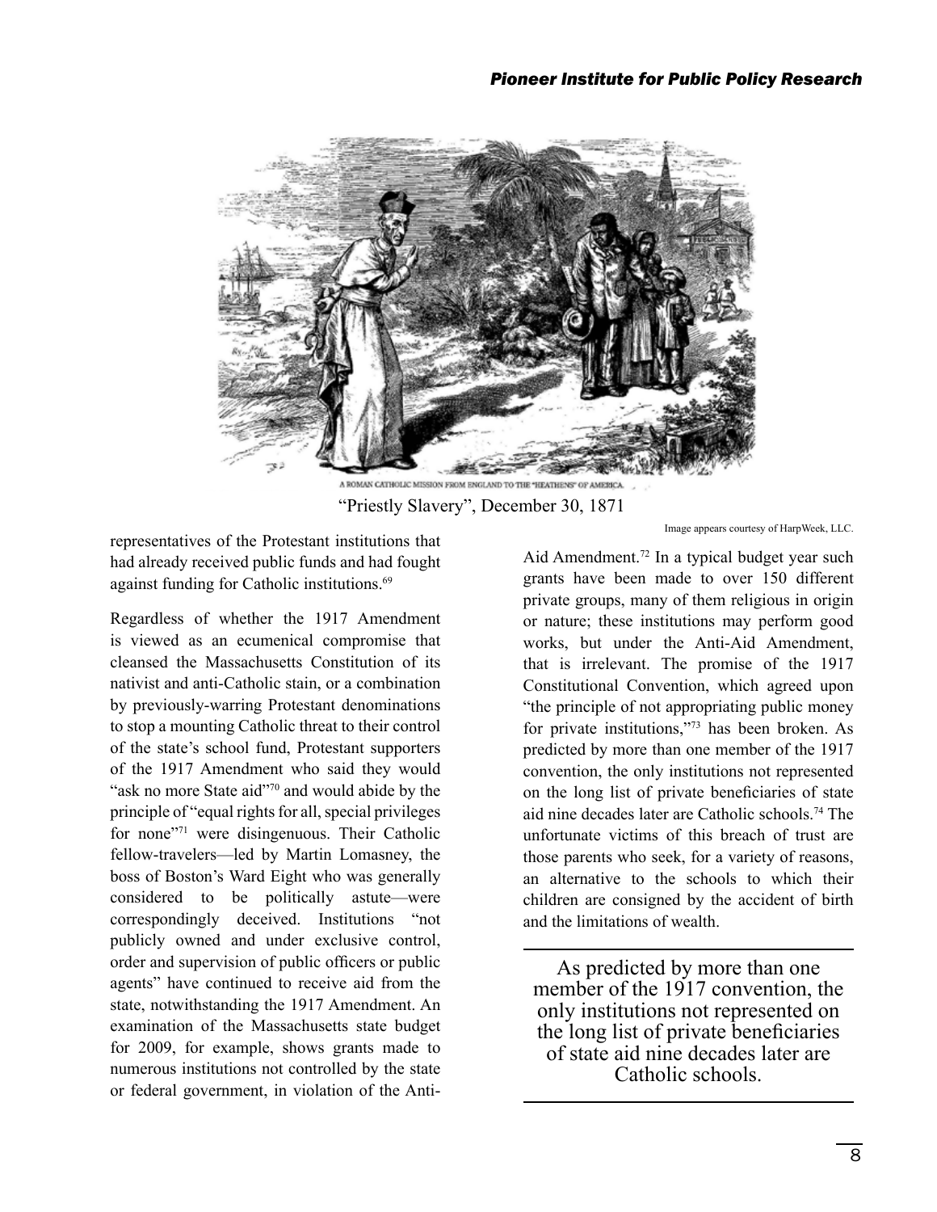A ROMAN CATHOLIC MISSION FROM ENGLAND TO THE "HEATHENS" OF AMERICA.

"Priestly Slavery", December 30, 1871

Image appears courtesy of HarpWeek, LLC.

representatives of the Protestant institutions that had already received public funds and had fought against funding for Catholic institutions.[69]

Regardless of whether the 1917 Amendment is viewed as an ecumenical compromise that cleansed the Massachusetts Constitution of its nativist and anti-Catholic stain, or a combination by previously-warring Protestant denominations to stop a mounting Catholic threat to their control of the state's school fund, Protestant supporters of the 1917 Amendment who said they would "ask no more State aid"[70] and would abide by the principle of "equal rights for all, special privileges for none"[71] were disingenuous. Their Catholic fellow-travelers—led by Martin Lomasney, the boss of Boston's Ward Eight who was generally considered to be politically astute—were correspondingly deceived. Institutions "not publicly owned and under exclusive control, order and supervision of public officers or public agents" have continued to receive aid from the state, notwithstanding the 1917 Amendment. An examination of the Massachusetts state budget for 2009, for example, shows grants made to numerous institutions not controlled by the state or federal government, in violation of the Anti-Aid Amendment.[72] In a typical budget year such grants have been made to over 150 different private groups, many of them religious in origin or nature; these institutions may perform good works, but under the Anti-Aid Amendment, that is irrelevant. The promise of the 1917 Constitutional Convention, which agreed upon "the principle of not appropriating public money for private institutions,"[73] has been broken. As predicted by more than one member of the 1917 convention, the only institutions not represented on the long list of private beneficiaries of state aid nine decades later are Catholic schools.[74] The unfortunate victims of this breach of trust are those parents who seek, for a variety of reasons, an alternative to the schools to which their children are consigned by the accident of birth and the limitations of wealth.

> As predicted by more than one member of the 1917 convention, the only institutions not represented on the long list of private beneficiaries of state aid nine decades later are Catholic schools.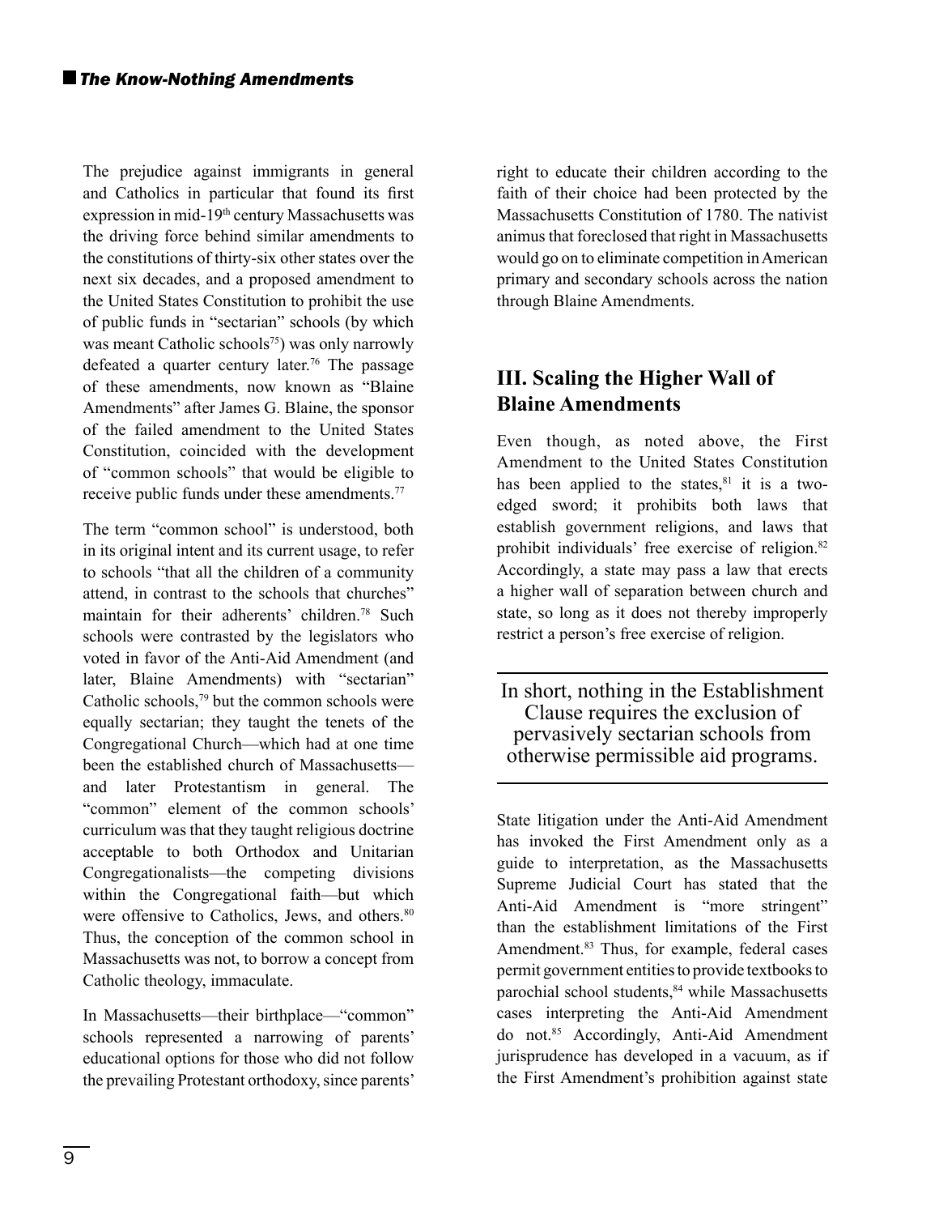The prejudice against immigrants in general and Catholics in particular that found its first expression in mid-19th century Massachusetts was the driving force behind similar amendments to the constitutions of thirty-six other states over the next six decades, and a proposed amendment to the United States Constitution to prohibit the use of public funds in "sectarian" schools (by which was meant Catholic schools[75]) was only narrowly defeated a quarter century later.[76] The passage of these amendments, now known as "Blaine Amendments" after James G. Blaine, the sponsor of the failed amendment to the United States Constitution, coincided with the development of "common schools" that would be eligible to receive public funds under these amendments.[77]

The term "common school" is understood, both in its original intent and its current usage, to refer to schools "that all the children of a community attend, in contrast to the schools that churches" maintain for their adherents' children.[78] Such schools were contrasted by the legislators who voted in favor of the Anti-Aid Amendment (and later, Blaine Amendments) with "sectarian" Catholic schools,[79] but the common schools were equally sectarian; they taught the tenets of the Congregational Church—which had at one time been the established church of Massachusetts—and later Protestantism in general. The "common" element of the common schools' curriculum was that they taught religious doctrine acceptable to both Orthodox and Unitarian Congregationalists—the competing divisions within the Congregational faith—but which were offensive to Catholics, Jews, and others.[80] Thus, the conception of the common school in Massachusetts was not, to borrow a concept from Catholic theology, immaculate.

In Massachusetts—their birthplace—"common" schools represented a narrowing of parents' educational options for those who did not follow the prevailing Protestant orthodoxy, since parents' right to educate their children according to the faith of their choice had been protected by the Massachusetts Constitution of 1780. The nativist animus that foreclosed that right in Massachusetts would go on to eliminate competition in American primary and secondary schools across the nation through Blaine Amendments.

## III. Scaling the Higher Wall of Blaine Amendments

Even though, as noted above, the First Amendment to the United States Constitution has been applied to the states,[81] it is a two-edged sword; it prohibits both laws that establish government religions, and laws that prohibit individuals' free exercise of religion.[82] Accordingly, a state may pass a law that erects a higher wall of separation between church and state, so long as it does not thereby improperly restrict a person's free exercise of religion.

> In short, nothing in the Establishment Clause requires the exclusion of pervasively sectarian schools from otherwise permissible aid programs.

State litigation under the Anti-Aid Amendment has invoked the First Amendment only as a guide to interpretation, as the Massachusetts Supreme Judicial Court has stated that the Anti-Aid Amendment is "more stringent" than the establishment limitations of the First Amendment.[83] Thus, for example, federal cases permit government entities to provide textbooks to parochial school students,[84] while Massachusetts cases interpreting the Anti-Aid Amendment do not.[85] Accordingly, Anti-Aid Amendment jurisprudence has developed in a vacuum, as if the First Amendment's prohibition against state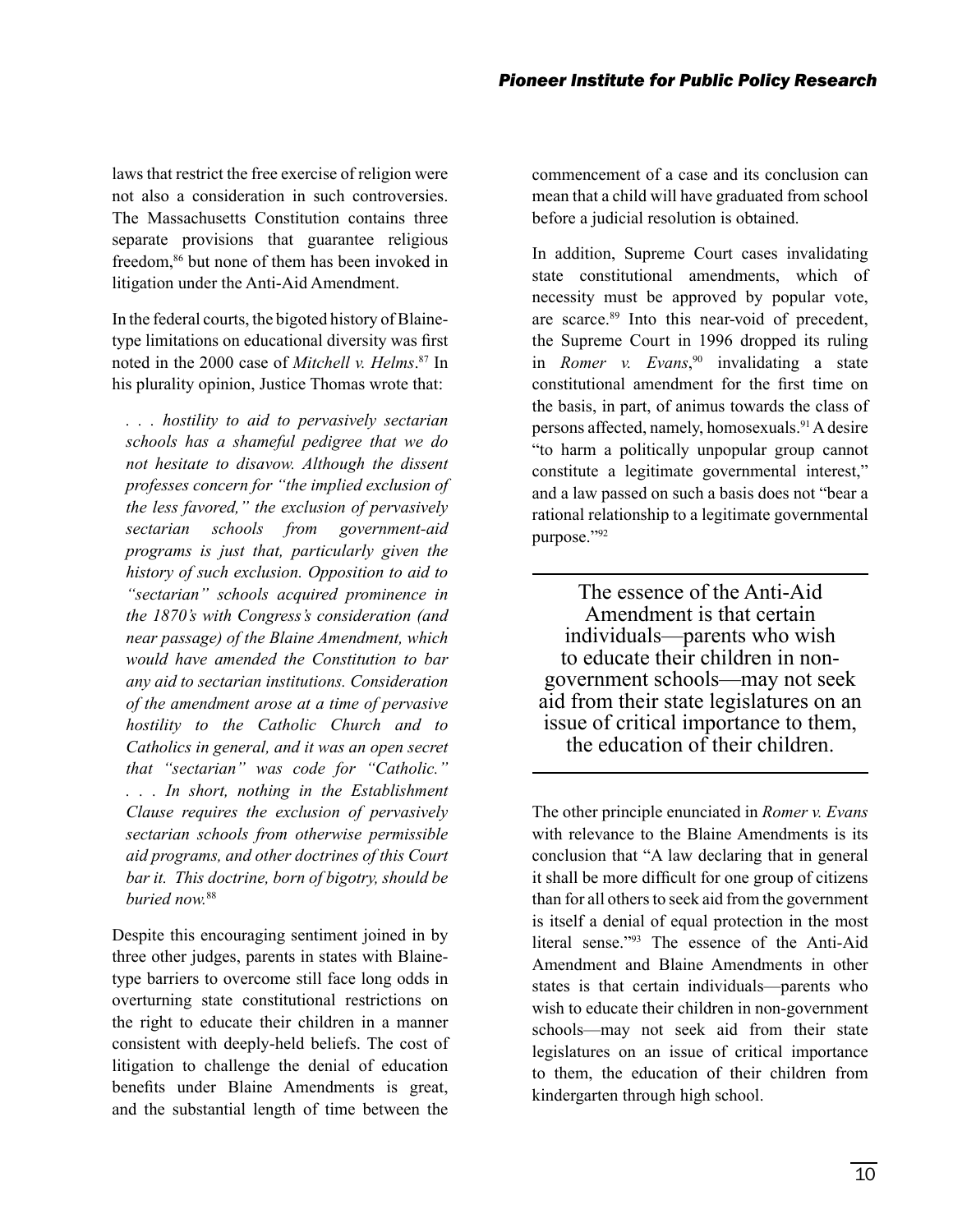laws that restrict the free exercise of religion were not also a consideration in such controversies. The Massachusetts Constitution contains three separate provisions that guarantee religious freedom,[86] but none of them has been invoked in litigation under the Anti-Aid Amendment.

In the federal courts, the bigoted history of Blaine-type limitations on educational diversity was first noted in the 2000 case of *Mitchell v. Helms*.[87] In his plurality opinion, Justice Thomas wrote that:

> *. . . hostility to aid to pervasively sectarian schools has a shameful pedigree that we do not hesitate to disavow. Although the dissent professes concern for "the implied exclusion of the less favored," the exclusion of pervasively sectarian schools from government-aid programs is just that, particularly given the history of such exclusion. Opposition to aid to "sectarian" schools acquired prominence in the 1870's with Congress's consideration (and near passage) of the Blaine Amendment, which would have amended the Constitution to bar any aid to sectarian institutions. Consideration of the amendment arose at a time of pervasive hostility to the Catholic Church and to Catholics in general, and it was an open secret that "sectarian" was code for "Catholic." . . . In short, nothing in the Establishment Clause requires the exclusion of pervasively sectarian schools from otherwise permissible aid programs, and other doctrines of this Court bar it. This doctrine, born of bigotry, should be buried now.*[88]

Despite this encouraging sentiment joined in by three other judges, parents in states with Blaine-type barriers to overcome still face long odds in overturning state constitutional restrictions on the right to educate their children in a manner consistent with deeply-held beliefs. The cost of litigation to challenge the denial of education benefits under Blaine Amendments is great, and the substantial length of time between the commencement of a case and its conclusion can mean that a child will have graduated from school before a judicial resolution is obtained.

In addition, Supreme Court cases invalidating state constitutional amendments, which of necessity must be approved by popular vote, are scarce.[89] Into this near-void of precedent, the Supreme Court in 1996 dropped its ruling in *Romer v. Evans*,[90] invalidating a state constitutional amendment for the first time on the basis, in part, of animus towards the class of persons affected, namely, homosexuals.[91] A desire "to harm a politically unpopular group cannot constitute a legitimate governmental interest," and a law passed on such a basis does not "bear a rational relationship to a legitimate governmental purpose."[92]

---

The essence of the Anti-Aid Amendment is that certain individuals—parents who wish to educate their children in non-government schools—may not seek aid from their state legislatures on an issue of critical importance to them, the education of their children.

---

The other principle enunciated in *Romer v. Evans* with relevance to the Blaine Amendments is its conclusion that "A law declaring that in general it shall be more difficult for one group of citizens than for all others to seek aid from the government is itself a denial of equal protection in the most literal sense."[93] The essence of the Anti-Aid Amendment and Blaine Amendments in other states is that certain individuals—parents who wish to educate their children in non-government schools—may not seek aid from their state legislatures on an issue of critical importance to them, the education of their children from kindergarten through high school.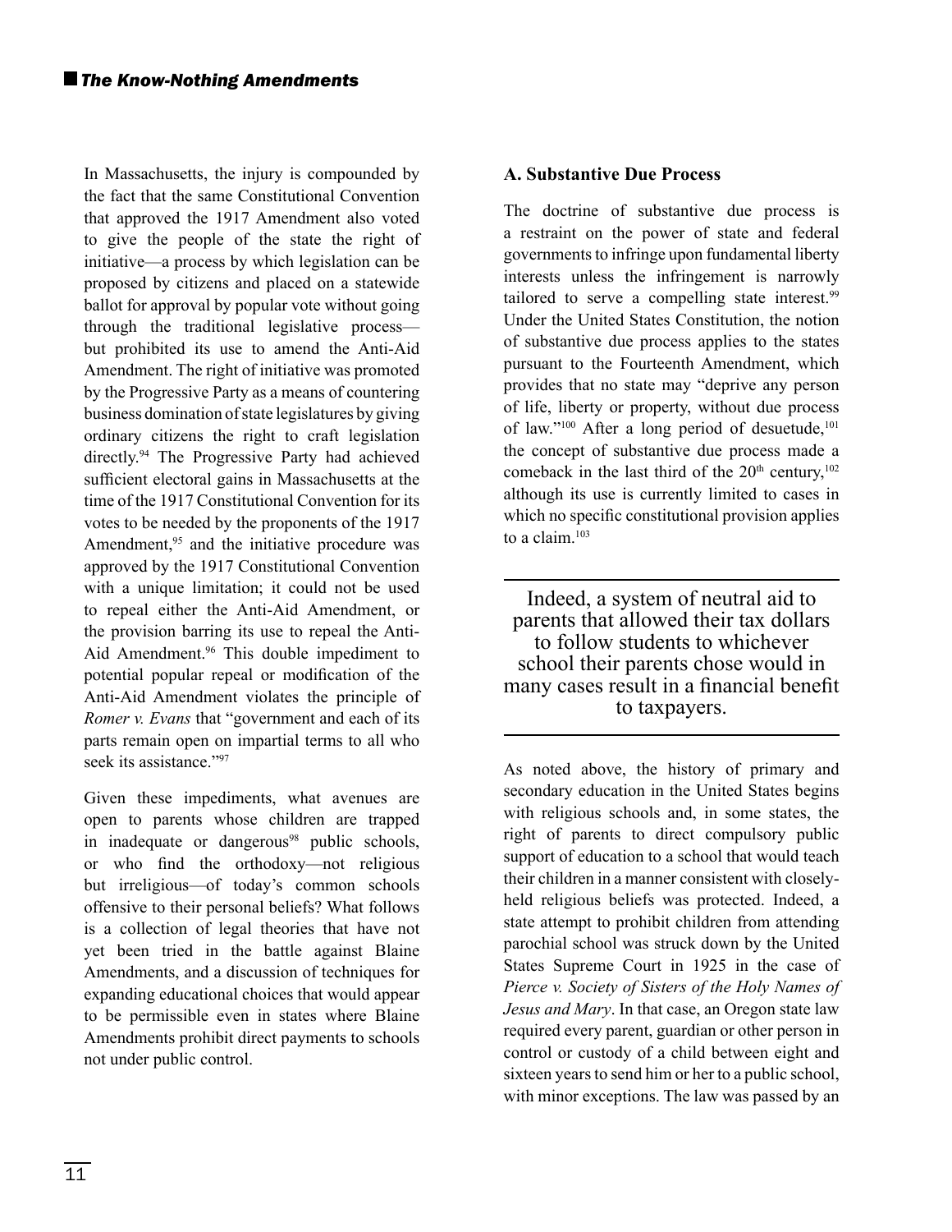In Massachusetts, the injury is compounded by the fact that the same Constitutional Convention that approved the 1917 Amendment also voted to give the people of the state the right of initiative—a process by which legislation can be proposed by citizens and placed on a statewide ballot for approval by popular vote without going through the traditional legislative process—but prohibited its use to amend the Anti-Aid Amendment. The right of initiative was promoted by the Progressive Party as a means of countering business domination of state legislatures by giving ordinary citizens the right to craft legislation directly.[94] The Progressive Party had achieved sufficient electoral gains in Massachusetts at the time of the 1917 Constitutional Convention for its votes to be needed by the proponents of the 1917 Amendment,[95] and the initiative procedure was approved by the 1917 Constitutional Convention with a unique limitation; it could not be used to repeal either the Anti-Aid Amendment, or the provision barring its use to repeal the Anti-Aid Amendment.[96] This double impediment to potential popular repeal or modification of the Anti-Aid Amendment violates the principle of *Romer v. Evans* that "government and each of its parts remain open on impartial terms to all who seek its assistance."[97]

Given these impediments, what avenues are open to parents whose children are trapped in inadequate or dangerous[98] public schools, or who find the orthodoxy—not religious but irreligious—of today's common schools offensive to their personal beliefs? What follows is a collection of legal theories that have not yet been tried in the battle against Blaine Amendments, and a discussion of techniques for expanding educational choices that would appear to be permissible even in states where Blaine Amendments prohibit direct payments to schools not under public control.

### A. Substantive Due Process

The doctrine of substantive due process is a restraint on the power of state and federal governments to infringe upon fundamental liberty interests unless the infringement is narrowly tailored to serve a compelling state interest.[99] Under the United States Constitution, the notion of substantive due process applies to the states pursuant to the Fourteenth Amendment, which provides that no state may "deprive any person of life, liberty or property, without due process of law."[100] After a long period of desuetude,[101] the concept of substantive due process made a comeback in the last third of the 20th century,[102] although its use is currently limited to cases in which no specific constitutional provision applies to a claim.[103]

> Indeed, a system of neutral aid to parents that allowed their tax dollars to follow students to whichever school their parents chose would in many cases result in a financial benefit to taxpayers.

As noted above, the history of primary and secondary education in the United States begins with religious schools and, in some states, the right of parents to direct compulsory public support of education to a school that would teach their children in a manner consistent with closely-held religious beliefs was protected. Indeed, a state attempt to prohibit children from attending parochial school was struck down by the United States Supreme Court in 1925 in the case of *Pierce v. Society of Sisters of the Holy Names of Jesus and Mary*. In that case, an Oregon state law required every parent, guardian or other person in control or custody of a child between eight and sixteen years to send him or her to a public school, with minor exceptions. The law was passed by an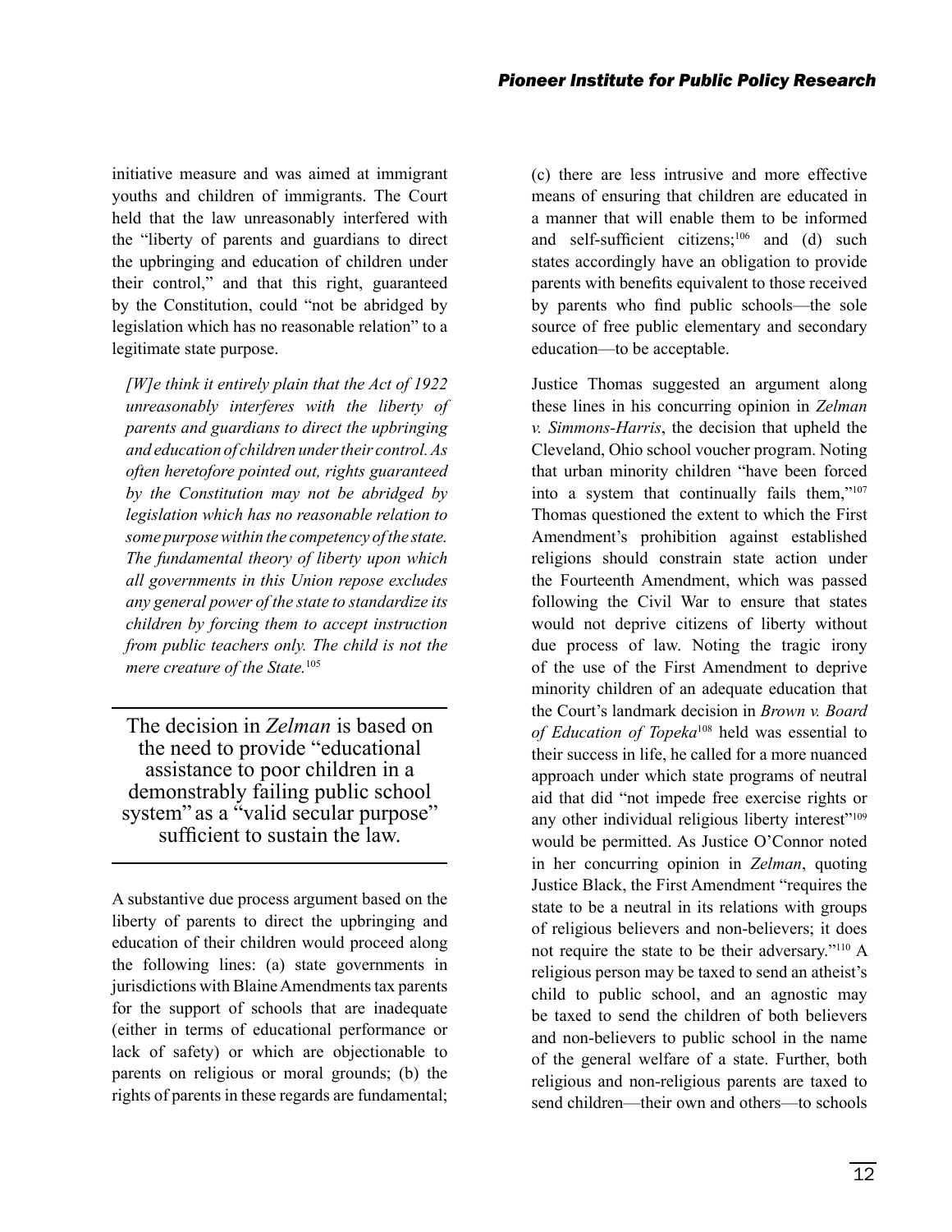initiative measure and was aimed at immigrant youths and children of immigrants. The Court held that the law unreasonably interfered with the "liberty of parents and guardians to direct the upbringing and education of children under their control," and that this right, guaranteed by the Constitution, could "not be abridged by legislation which has no reasonable relation" to a legitimate state purpose.

> *[W]e think it entirely plain that the Act of 1922 unreasonably interferes with the liberty of parents and guardians to direct the upbringing and education of children under their control. As often heretofore pointed out, rights guaranteed by the Constitution may not be abridged by legislation which has no reasonable relation to some purpose within the competency of the state. The fundamental theory of liberty upon which all governments in this Union repose excludes any general power of the state to standardize its children by forcing them to accept instruction from public teachers only. The child is not the mere creature of the State.*[105]

> The decision in *Zelman* is based on the need to provide "educational assistance to poor children in a demonstrably failing public school system" as a "valid secular purpose" sufficient to sustain the law.

A substantive due process argument based on the liberty of parents to direct the upbringing and education of their children would proceed along the following lines: (a) state governments in jurisdictions with Blaine Amendments tax parents for the support of schools that are inadequate (either in terms of educational performance or lack of safety) or which are objectionable to parents on religious or moral grounds; (b) the rights of parents in these regards are fundamental; (c) there are less intrusive and more effective means of ensuring that children are educated in a manner that will enable them to be informed and self-sufficient citizens;[106] and (d) such states accordingly have an obligation to provide parents with benefits equivalent to those received by parents who find public schools—the sole source of free public elementary and secondary education—to be acceptable.

Justice Thomas suggested an argument along these lines in his concurring opinion in *Zelman v. Simmons-Harris*, the decision that upheld the Cleveland, Ohio school voucher program. Noting that urban minority children "have been forced into a system that continually fails them,"[107] Thomas questioned the extent to which the First Amendment's prohibition against established religions should constrain state action under the Fourteenth Amendment, which was passed following the Civil War to ensure that states would not deprive citizens of liberty without due process of law. Noting the tragic irony of the use of the First Amendment to deprive minority children of an adequate education that the Court's landmark decision in *Brown v. Board of Education of Topeka*[108] held was essential to their success in life, he called for a more nuanced approach under which state programs of neutral aid that did "not impede free exercise rights or any other individual religious liberty interest"[109] would be permitted. As Justice O'Connor noted in her concurring opinion in *Zelman*, quoting Justice Black, the First Amendment "requires the state to be a neutral in its relations with groups of religious believers and non-believers; it does not require the state to be their adversary."[110] A religious person may be taxed to send an atheist's child to public school, and an agnostic may be taxed to send the children of both believers and non-believers to public school in the name of the general welfare of a state. Further, both religious and non-religious parents are taxed to send children—their own and others—to schools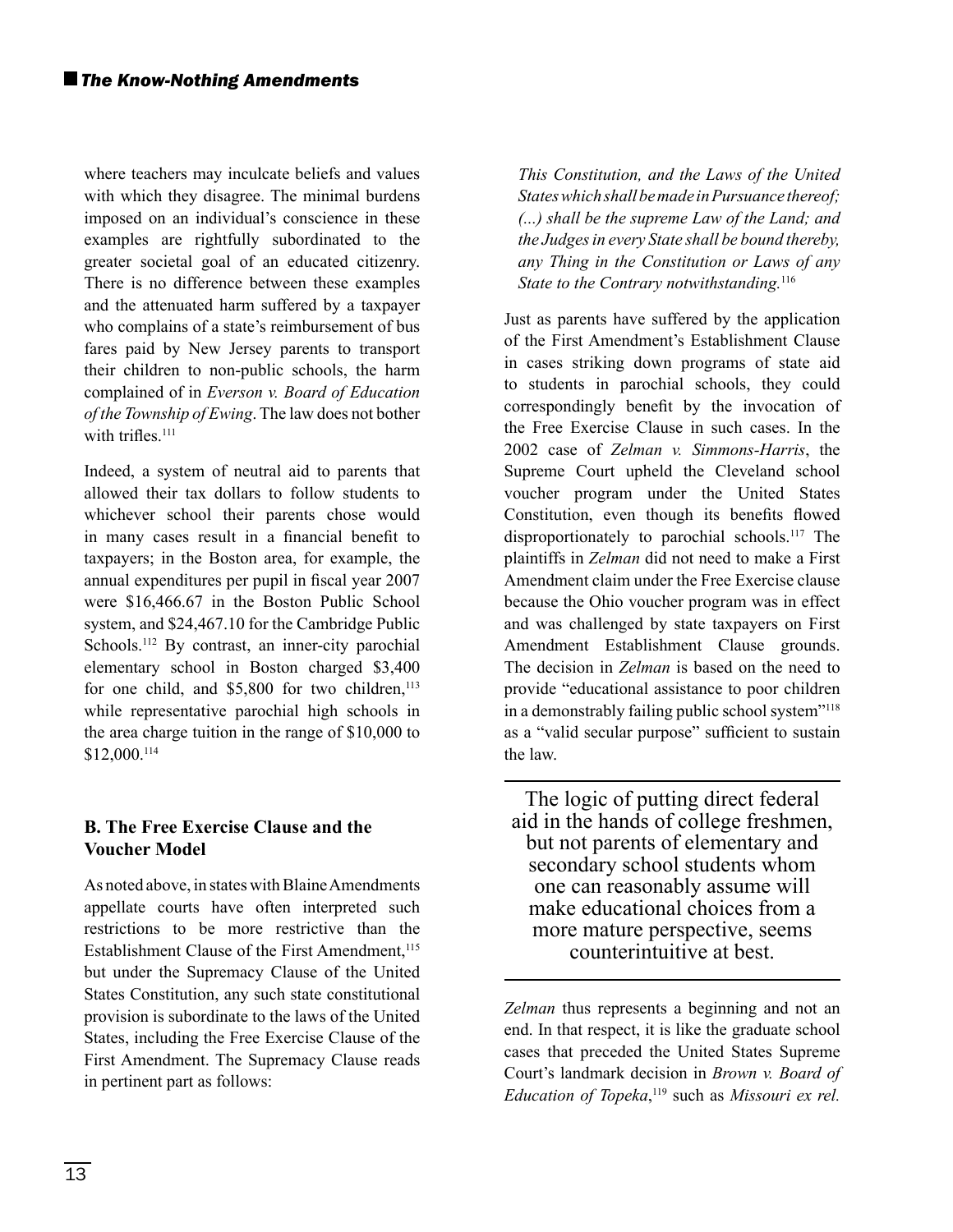where teachers may inculcate beliefs and values with which they disagree. The minimal burdens imposed on an individual's conscience in these examples are rightfully subordinated to the greater societal goal of an educated citizenry. There is no difference between these examples and the attenuated harm suffered by a taxpayer who complains of a state's reimbursement of bus fares paid by New Jersey parents to transport their children to non-public schools, the harm complained of in *Everson v. Board of Education of the Township of Ewing*. The law does not bother with trifles.[111]

Indeed, a system of neutral aid to parents that allowed their tax dollars to follow students to whichever school their parents chose would in many cases result in a financial benefit to taxpayers; in the Boston area, for example, the annual expenditures per pupil in fiscal year 2007 were $16,466.67 in the Boston Public School system, and $24,467.10 for the Cambridge Public Schools.[112] By contrast, an inner-city parochial elementary school in Boston charged $3,400 for one child, and $5,800 for two children,[113] while representative parochial high schools in the area charge tuition in the range of $10,000 to $12,000.[114]

### B. The Free Exercise Clause and the Voucher Model

As noted above, in states with Blaine Amendments appellate courts have often interpreted such restrictions to be more restrictive than the Establishment Clause of the First Amendment,[115] but under the Supremacy Clause of the United States Constitution, any such state constitutional provision is subordinate to the laws of the United States, including the Free Exercise Clause of the First Amendment. The Supremacy Clause reads in pertinent part as follows:

> *This Constitution, and the Laws of the United States which shall be made in Pursuance thereof; (...) shall be the supreme Law of the Land; and the Judges in every State shall be bound thereby, any Thing in the Constitution or Laws of any State to the Contrary notwithstanding.*[116]

Just as parents have suffered by the application of the First Amendment's Establishment Clause in cases striking down programs of state aid to students in parochial schools, they could correspondingly benefit by the invocation of the Free Exercise Clause in such cases. In the 2002 case of *Zelman v. Simmons-Harris*, the Supreme Court upheld the Cleveland school voucher program under the United States Constitution, even though its benefits flowed disproportionately to parochial schools.[117] The plaintiffs in *Zelman* did not need to make a First Amendment claim under the Free Exercise clause because the Ohio voucher program was in effect and was challenged by state taxpayers on First Amendment Establishment Clause grounds. The decision in *Zelman* is based on the need to provide "educational assistance to poor children in a demonstrably failing public school system"[118] as a "valid secular purpose" sufficient to sustain the law.

> The logic of putting direct federal aid in the hands of college freshmen, but not parents of elementary and secondary school students whom one can reasonably assume will make educational choices from a more mature perspective, seems counterintuitive at best.

*Zelman* thus represents a beginning and not an end. In that respect, it is like the graduate school cases that preceded the United States Supreme Court's landmark decision in *Brown v. Board of Education of Topeka*,[119] such as *Missouri ex rel.*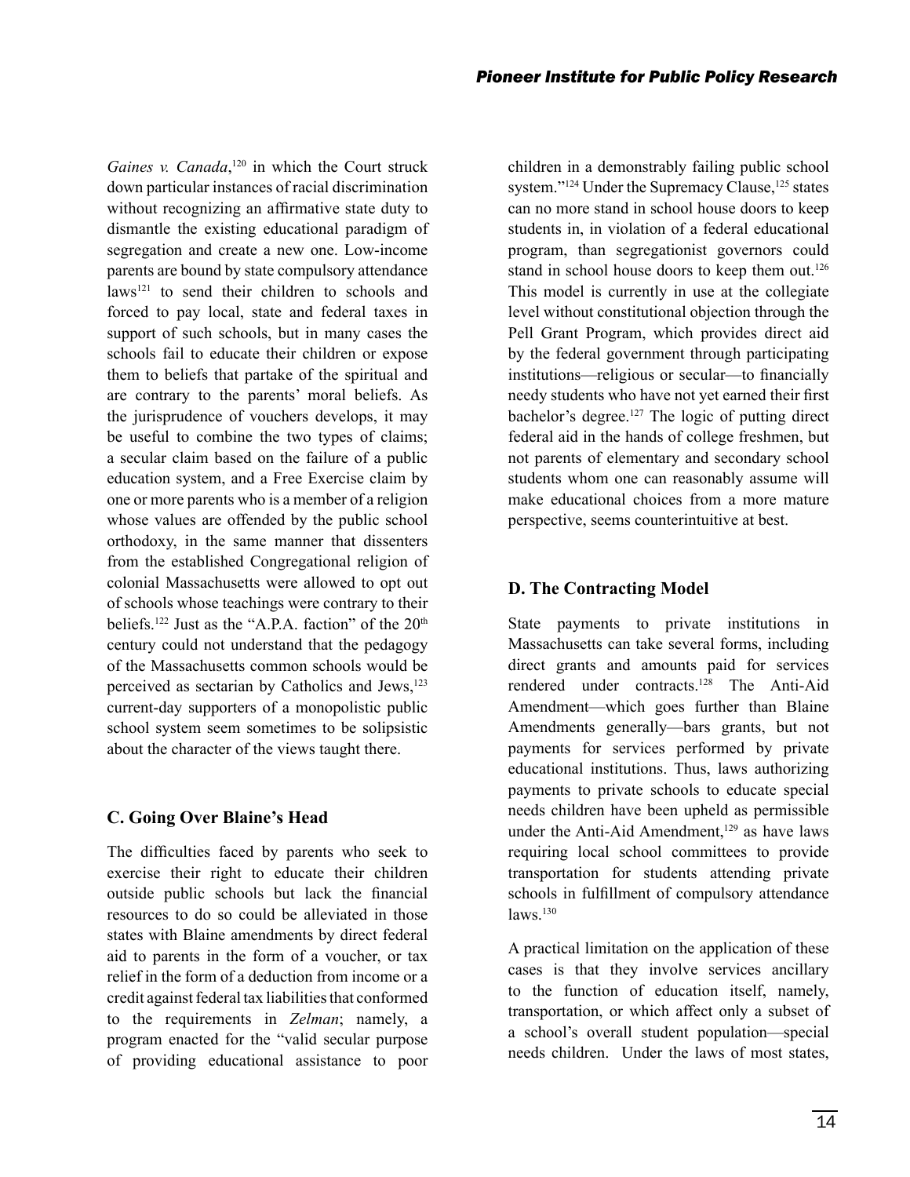*Gaines v. Canada*,[120] in which the Court struck down particular instances of racial discrimination without recognizing an affirmative state duty to dismantle the existing educational paradigm of segregation and create a new one. Low-income parents are bound by state compulsory attendance laws[121] to send their children to schools and forced to pay local, state and federal taxes in support of such schools, but in many cases the schools fail to educate their children or expose them to beliefs that partake of the spiritual and are contrary to the parents' moral beliefs. As the jurisprudence of vouchers develops, it may be useful to combine the two types of claims; a secular claim based on the failure of a public education system, and a Free Exercise claim by one or more parents who is a member of a religion whose values are offended by the public school orthodoxy, in the same manner that dissenters from the established Congregational religion of colonial Massachusetts were allowed to opt out of schools whose teachings were contrary to their beliefs.[122] Just as the "A.P.A. faction" of the 20th century could not understand that the pedagogy of the Massachusetts common schools would be perceived as sectarian by Catholics and Jews,[123] current-day supporters of a monopolistic public school system seem sometimes to be solipsistic about the character of the views taught there.

### C. Going Over Blaine's Head

The difficulties faced by parents who seek to exercise their right to educate their children outside public schools but lack the financial resources to do so could be alleviated in those states with Blaine amendments by direct federal aid to parents in the form of a voucher, or tax relief in the form of a deduction from income or a credit against federal tax liabilities that conformed to the requirements in *Zelman*; namely, a program enacted for the "valid secular purpose of providing educational assistance to poor children in a demonstrably failing public school system."[124] Under the Supremacy Clause,[125] states can no more stand in school house doors to keep students in, in violation of a federal educational program, than segregationist governors could stand in school house doors to keep them out.[126] This model is currently in use at the collegiate level without constitutional objection through the Pell Grant Program, which provides direct aid by the federal government through participating institutions—religious or secular—to financially needy students who have not yet earned their first bachelor's degree.[127] The logic of putting direct federal aid in the hands of college freshmen, but not parents of elementary and secondary school students whom one can reasonably assume will make educational choices from a more mature perspective, seems counterintuitive at best.

### D. The Contracting Model

State payments to private institutions in Massachusetts can take several forms, including direct grants and amounts paid for services rendered under contracts.[128] The Anti-Aid Amendment—which goes further than Blaine Amendments generally—bars grants, but not payments for services performed by private educational institutions. Thus, laws authorizing payments to private schools to educate special needs children have been upheld as permissible under the Anti-Aid Amendment,[129] as have laws requiring local school committees to provide transportation for students attending private schools in fulfillment of compulsory attendance laws.[130]

A practical limitation on the application of these cases is that they involve services ancillary to the function of education itself, namely, transportation, or which affect only a subset of a school's overall student population—special needs children. Under the laws of most states,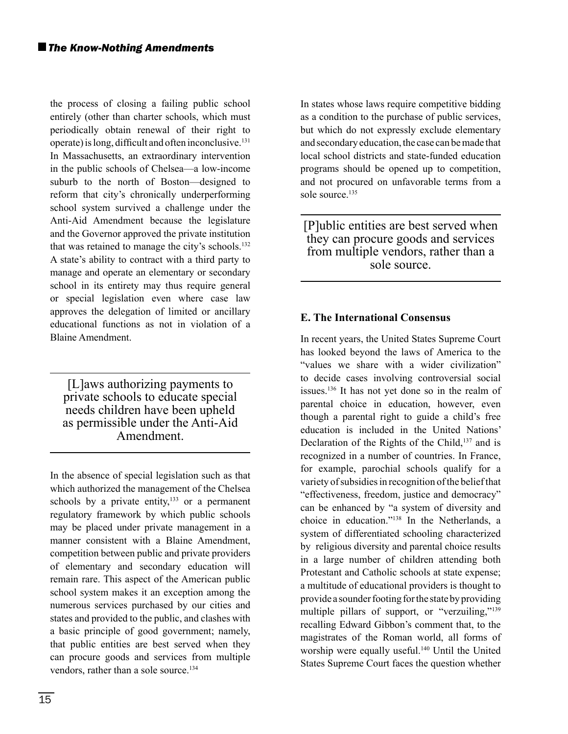the process of closing a failing public school entirely (other than charter schools, which must periodically obtain renewal of their right to operate) is long, difficult and often inconclusive.[131] In Massachusetts, an extraordinary intervention in the public schools of Chelsea—a low-income suburb to the north of Boston—designed to reform that city's chronically underperforming school system survived a challenge under the Anti-Aid Amendment because the legislature and the Governor approved the private institution that was retained to manage the city's schools.[132] A state's ability to contract with a third party to manage and operate an elementary or secondary school in its entirety may thus require general or special legislation even where case law approves the delegation of limited or ancillary educational functions as not in violation of a Blaine Amendment.

> [L]aws authorizing payments to private schools to educate special needs children have been upheld as permissible under the Anti-Aid Amendment.

In the absence of special legislation such as that which authorized the management of the Chelsea schools by a private entity,[133] or a permanent regulatory framework by which public schools may be placed under private management in a manner consistent with a Blaine Amendment, competition between public and private providers of elementary and secondary education will remain rare. This aspect of the American public school system makes it an exception among the numerous services purchased by our cities and states and provided to the public, and clashes with a basic principle of good government; namely, that public entities are best served when they can procure goods and services from multiple vendors, rather than a sole source.[134]

In states whose laws require competitive bidding as a condition to the purchase of public services, but which do not expressly exclude elementary and secondary education, the case can be made that local school districts and state-funded education programs should be opened up to competition, and not procured on unfavorable terms from a sole source.[135]

> [P]ublic entities are best served when they can procure goods and services from multiple vendors, rather than a sole source.

### E. The International Consensus

In recent years, the United States Supreme Court has looked beyond the laws of America to the "values we share with a wider civilization" to decide cases involving controversial social issues.[136] It has not yet done so in the realm of parental choice in education, however, even though a parental right to guide a child's free education is included in the United Nations' Declaration of the Rights of the Child,[137] and is recognized in a number of countries. In France, for example, parochial schools qualify for a variety of subsidies in recognition of the belief that "effectiveness, freedom, justice and democracy" can be enhanced by "a system of diversity and choice in education."[138] In the Netherlands, a system of differentiated schooling characterized by religious diversity and parental choice results in a large number of children attending both Protestant and Catholic schools at state expense; a multitude of educational providers is thought to provide a sounder footing for the state by providing multiple pillars of support, or "verzuiling,"[139] recalling Edward Gibbon's comment that, to the magistrates of the Roman world, all forms of worship were equally useful.[140] Until the United States Supreme Court faces the question whether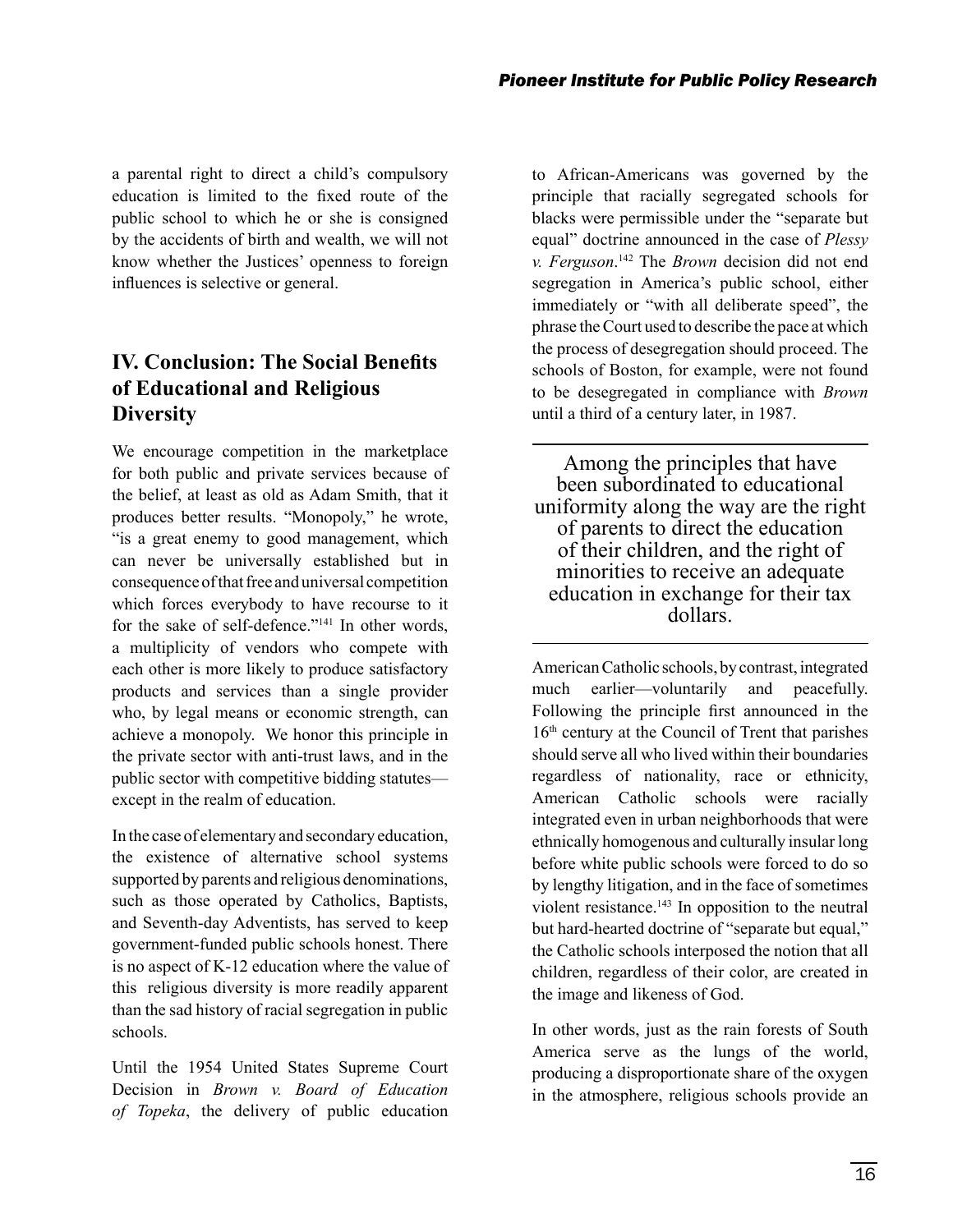a parental right to direct a child's compulsory education is limited to the fixed route of the public school to which he or she is consigned by the accidents of birth and wealth, we will not know whether the Justices' openness to foreign influences is selective or general.

## IV. Conclusion: The Social Benefits of Educational and Religious Diversity

We encourage competition in the marketplace for both public and private services because of the belief, at least as old as Adam Smith, that it produces better results. "Monopoly," he wrote, "is a great enemy to good management, which can never be universally established but in consequence of that free and universal competition which forces everybody to have recourse to it for the sake of self-defence."[141] In other words, a multiplicity of vendors who compete with each other is more likely to produce satisfactory products and services than a single provider who, by legal means or economic strength, can achieve a monopoly. We honor this principle in the private sector with anti-trust laws, and in the public sector with competitive bidding statutes—except in the realm of education.

In the case of elementary and secondary education, the existence of alternative school systems supported by parents and religious denominations, such as those operated by Catholics, Baptists, and Seventh-day Adventists, has served to keep government-funded public schools honest. There is no aspect of K-12 education where the value of this religious diversity is more readily apparent than the sad history of racial segregation in public schools.

Until the 1954 United States Supreme Court Decision in *Brown v. Board of Education of Topeka*, the delivery of public education to African-Americans was governed by the principle that racially segregated schools for blacks were permissible under the "separate but equal" doctrine announced in the case of *Plessy v. Ferguson*.[142] The *Brown* decision did not end segregation in America's public school, either immediately or "with all deliberate speed", the phrase the Court used to describe the pace at which the process of desegregation should proceed. The schools of Boston, for example, were not found to be desegregated in compliance with *Brown* until a third of a century later, in 1987.

> Among the principles that have been subordinated to educational uniformity along the way are the right of parents to direct the education of their children, and the right of minorities to receive an adequate education in exchange for their tax dollars.

American Catholic schools, by contrast, integrated much earlier—voluntarily and peacefully. Following the principle first announced in the 16th century at the Council of Trent that parishes should serve all who lived within their boundaries regardless of nationality, race or ethnicity, American Catholic schools were racially integrated even in urban neighborhoods that were ethnically homogenous and culturally insular long before white public schools were forced to do so by lengthy litigation, and in the face of sometimes violent resistance.[143] In opposition to the neutral but hard-hearted doctrine of "separate but equal," the Catholic schools interposed the notion that all children, regardless of their color, are created in the image and likeness of God.

In other words, just as the rain forests of South America serve as the lungs of the world, producing a disproportionate share of the oxygen in the atmosphere, religious schools provide an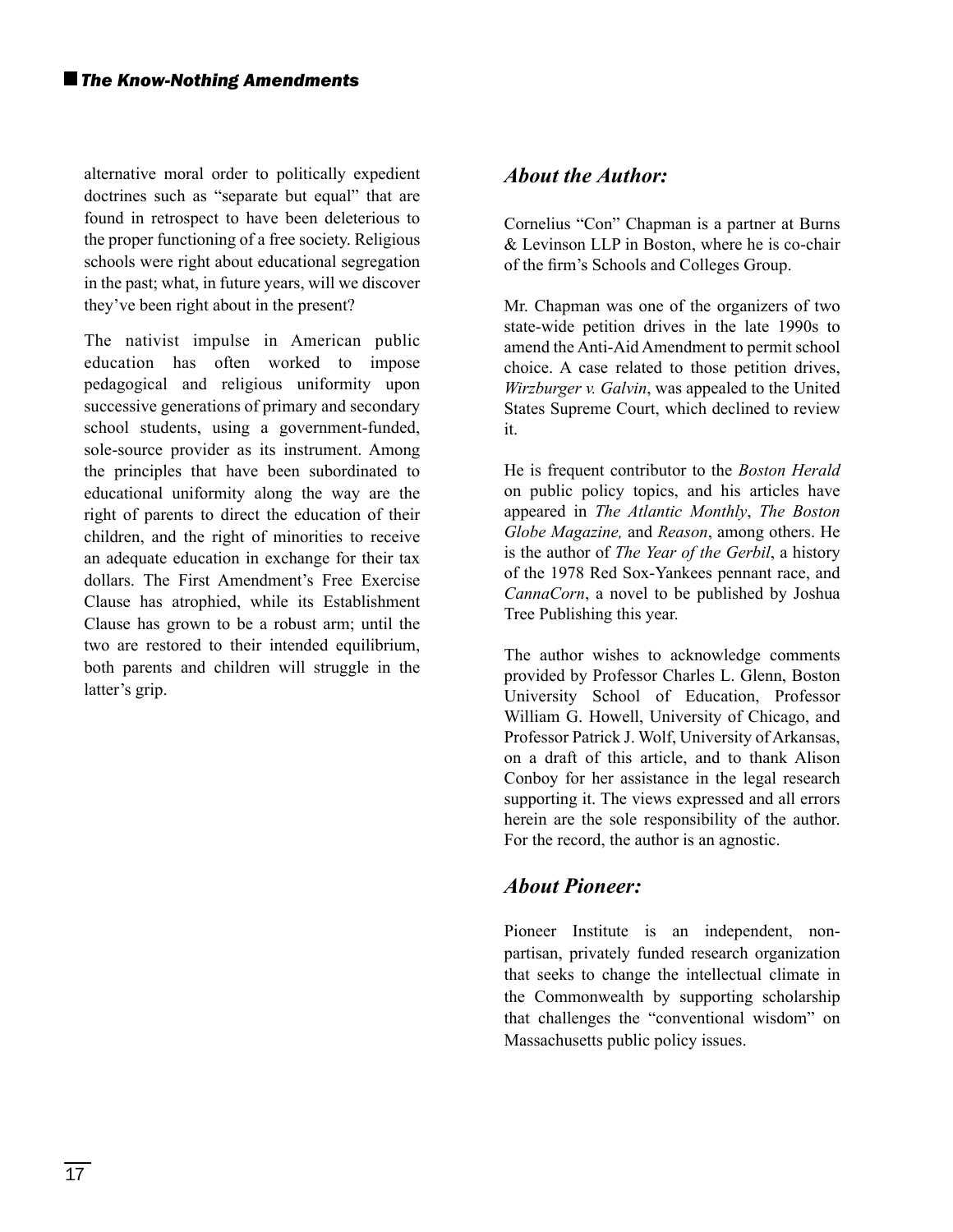alternative moral order to politically expedient doctrines such as "separate but equal" that are found in retrospect to have been deleterious to the proper functioning of a free society. Religious schools were right about educational segregation in the past; what, in future years, will we discover they've been right about in the present?

The nativist impulse in American public education has often worked to impose pedagogical and religious uniformity upon successive generations of primary and secondary school students, using a government-funded, sole-source provider as its instrument. Among the principles that have been subordinated to educational uniformity along the way are the right of parents to direct the education of their children, and the right of minorities to receive an adequate education in exchange for their tax dollars. The First Amendment's Free Exercise Clause has atrophied, while its Establishment Clause has grown to be a robust arm; until the two are restored to their intended equilibrium, both parents and children will struggle in the latter's grip.

## *About the Author:*

Cornelius "Con" Chapman is a partner at Burns & Levinson LLP in Boston, where he is co-chair of the firm's Schools and Colleges Group.

Mr. Chapman was one of the organizers of two state-wide petition drives in the late 1990s to amend the Anti-Aid Amendment to permit school choice. A case related to those petition drives, *Wirzburger v. Galvin*, was appealed to the United States Supreme Court, which declined to review it.

He is frequent contributor to the *Boston Herald* on public policy topics, and his articles have appeared in *The Atlantic Monthly*, *The Boston Globe Magazine,* and *Reason*, among others. He is the author of *The Year of the Gerbil*, a history of the 1978 Red Sox-Yankees pennant race, and *CannaCorn*, a novel to be published by Joshua Tree Publishing this year.

The author wishes to acknowledge comments provided by Professor Charles L. Glenn, Boston University School of Education, Professor William G. Howell, University of Chicago, and Professor Patrick J. Wolf, University of Arkansas, on a draft of this article, and to thank Alison Conboy for her assistance in the legal research supporting it. The views expressed and all errors herein are the sole responsibility of the author. For the record, the author is an agnostic.

## *About Pioneer:*

Pioneer Institute is an independent, non-partisan, privately funded research organization that seeks to change the intellectual climate in the Commonwealth by supporting scholarship that challenges the "conventional wisdom" on Massachusetts public policy issues.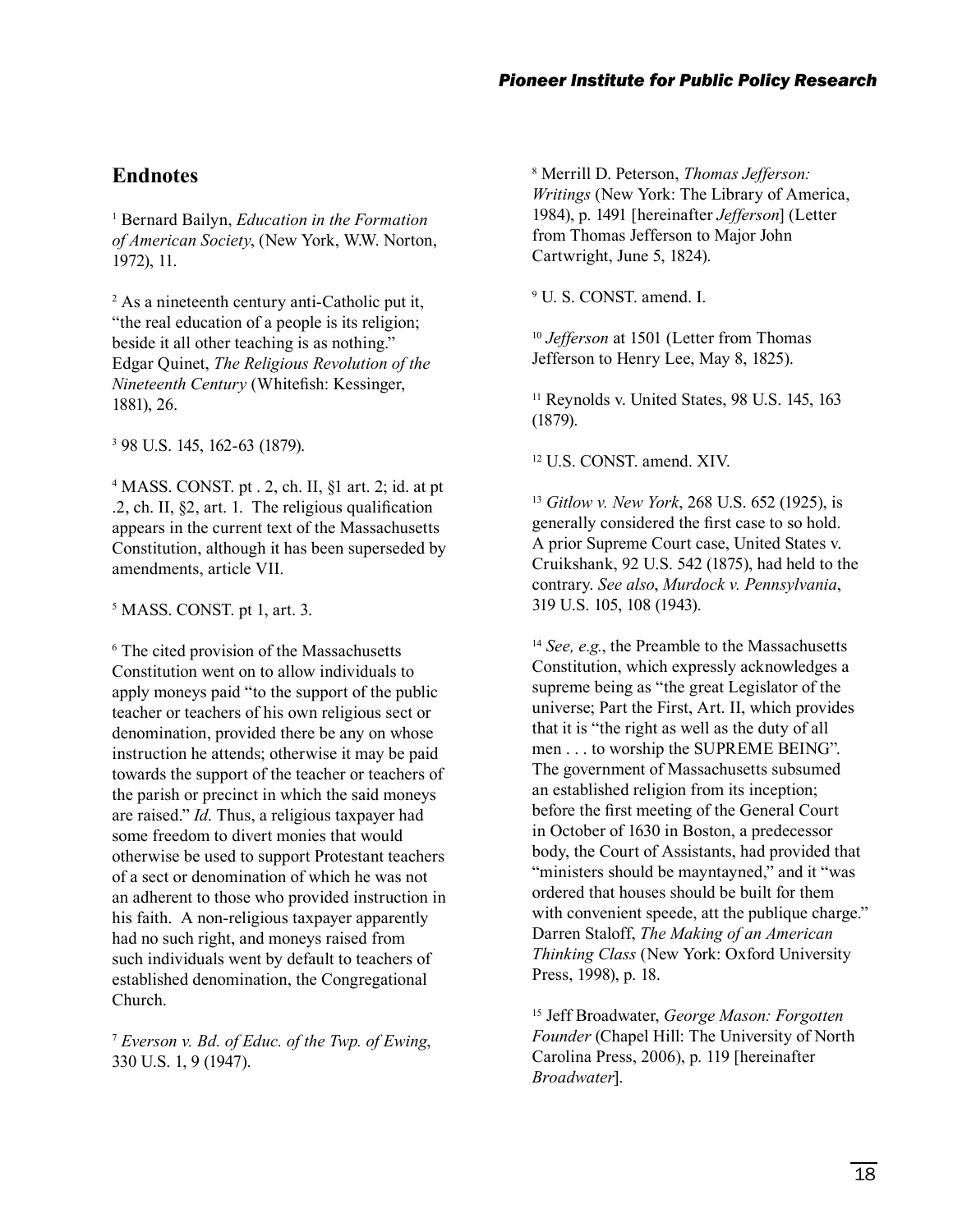## Endnotes

[1] Bernard Bailyn, *Education in the Formation of American Society*, (New York, W.W. Norton, 1972), 11.

[2] As a nineteenth century anti-Catholic put it, "the real education of a people is its religion; beside it all other teaching is as nothing." Edgar Quinet, *The Religious Revolution of the Nineteenth Century* (Whitefish: Kessinger, 1881), 26.

[3] 98 U.S. 145, 162-63 (1879).

[4] MASS. CONST. pt . 2, ch. II, §1 art. 2; id. at pt .2, ch. II, §2, art. 1. The religious qualification appears in the current text of the Massachusetts Constitution, although it has been superseded by amendments, article VII.

[5] MASS. CONST. pt 1, art. 3.

[6] The cited provision of the Massachusetts Constitution went on to allow individuals to apply moneys paid "to the support of the public teacher or teachers of his own religious sect or denomination, provided there be any on whose instruction he attends; otherwise it may be paid towards the support of the teacher or teachers of the parish or precinct in which the said moneys are raised." *Id*. Thus, a religious taxpayer had some freedom to divert monies that would otherwise be used to support Protestant teachers of a sect or denomination of which he was not an adherent to those who provided instruction in his faith. A non-religious taxpayer apparently had no such right, and moneys raised from such individuals went by default to teachers of established denomination, the Congregational Church.

[7] *Everson v. Bd. of Educ. of the Twp. of Ewing*, 330 U.S. 1, 9 (1947).

[8] Merrill D. Peterson, *Thomas Jefferson: Writings* (New York: The Library of America, 1984), p. 1491 [hereinafter *Jefferson*] (Letter from Thomas Jefferson to Major John Cartwright, June 5, 1824).

[9] U. S. CONST. amend. I.

[10] *Jefferson* at 1501 (Letter from Thomas Jefferson to Henry Lee, May 8, 1825).

[11] Reynolds v. United States, 98 U.S. 145, 163 (1879).

[12] U.S. CONST. amend. XIV.

[13] *Gitlow v. New York*, 268 U.S. 652 (1925), is generally considered the first case to so hold. A prior Supreme Court case, United States v. Cruikshank, 92 U.S. 542 (1875), had held to the contrary. *See also*, *Murdock v. Pennsylvania*, 319 U.S. 105, 108 (1943).

[14] *See, e.g.*, the Preamble to the Massachusetts Constitution, which expressly acknowledges a supreme being as "the great Legislator of the universe; Part the First, Art. II, which provides that it is "the right as well as the duty of all men . . . to worship the SUPREME BEING". The government of Massachusetts subsumed an established religion from its inception; before the first meeting of the General Court in October of 1630 in Boston, a predecessor body, the Court of Assistants, had provided that "ministers should be mayntayned," and it "was ordered that houses should be built for them with convenient speede, att the publique charge." Darren Staloff, *The Making of an American Thinking Class* (New York: Oxford University Press, 1998), p. 18.

[15] Jeff Broadwater, *George Mason: Forgotten Founder* (Chapel Hill: The University of North Carolina Press, 2006), p. 119 [hereinafter *Broadwater*].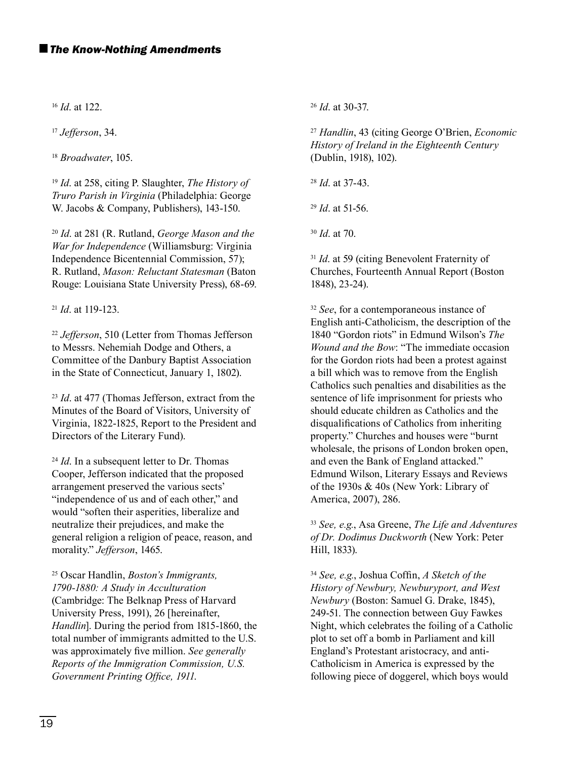[16] *Id*. at 122.

[17] *Jefferson*, 34.

[18] *Broadwater*, 105.

[19] *Id*. at 258, citing P. Slaughter, *The History of Truro Parish in Virginia* (Philadelphia: George W. Jacobs & Company, Publishers), 143-150.

[20] *Id*. at 281 (R. Rutland, *George Mason and the War for Independence* (Williamsburg: Virginia Independence Bicentennial Commission, 57); R. Rutland, *Mason: Reluctant Statesman* (Baton Rouge: Louisiana State University Press), 68-69.

[21] *Id*. at 119-123.

[22] *Jefferson*, 510 (Letter from Thomas Jefferson to Messrs. Nehemiah Dodge and Others, a Committee of the Danbury Baptist Association in the State of Connecticut, January 1, 1802).

[23] *Id*. at 477 (Thomas Jefferson, extract from the Minutes of the Board of Visitors, University of Virginia, 1822-1825, Report to the President and Directors of the Literary Fund).

[24] *Id*. In a subsequent letter to Dr. Thomas Cooper, Jefferson indicated that the proposed arrangement preserved the various sects' "independence of us and of each other," and would "soften their asperities, liberalize and neutralize their prejudices, and make the general religion a religion of peace, reason, and morality." *Jefferson*, 1465.

[25] Oscar Handlin, *Boston's Immigrants, 1790-1880: A Study in Acculturation* (Cambridge: The Belknap Press of Harvard University Press, 1991), 26 [hereinafter, *Handlin*]. During the period from 1815-1860, the total number of immigrants admitted to the U.S. was approximately five million. *See generally Reports of the Immigration Commission, U.S. Government Printing Office, 1911.*

[26] *Id*. at 30-37.

[27] *Handlin*, 43 (citing George O'Brien, *Economic History of Ireland in the Eighteenth Century* (Dublin, 1918), 102).

[28] *Id*. at 37-43.

[29] *Id*. at 51-56.

[30] *Id*. at 70.

[31] *Id*. at 59 (citing Benevolent Fraternity of Churches, Fourteenth Annual Report (Boston 1848), 23-24).

[32] *See*, for a contemporaneous instance of English anti-Catholicism, the description of the 1840 "Gordon riots" in Edmund Wilson's *The Wound and the Bow*: "The immediate occasion for the Gordon riots had been a protest against a bill which was to remove from the English Catholics such penalties and disabilities as the sentence of life imprisonment for priests who should educate children as Catholics and the disqualifications of Catholics from inheriting property." Churches and houses were "burnt wholesale, the prisons of London broken open, and even the Bank of England attacked." Edmund Wilson, Literary Essays and Reviews of the 1930s & 40s (New York: Library of America, 2007), 286.

[33] *See, e.g.*, Asa Greene, *The Life and Adventures of Dr. Dodimus Duckworth* (New York: Peter Hill, 1833).

[34] *See, e.g.*, Joshua Coffin, *A Sketch of the History of Newbury, Newburyport, and West Newbury* (Boston: Samuel G. Drake, 1845), 249-51. The connection between Guy Fawkes Night, which celebrates the foiling of a Catholic plot to set off a bomb in Parliament and kill England's Protestant aristocracy, and anti-Catholicism in America is expressed by the following piece of doggerel, which boys would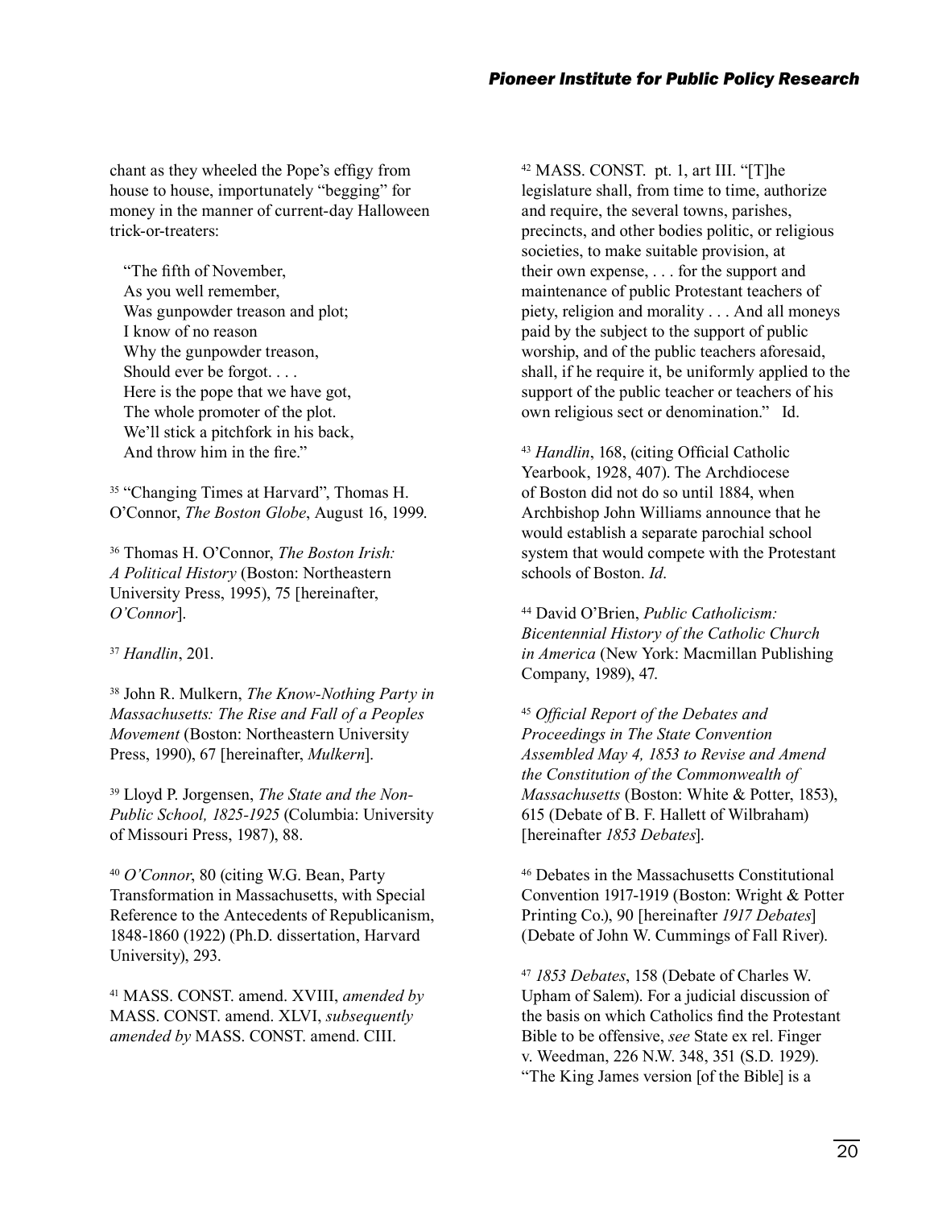chant as they wheeled the Pope's effigy from house to house, importunately "begging" for money in the manner of current-day Halloween trick-or-treaters:

> "The fifth of November,
> As you well remember,
> Was gunpowder treason and plot;
> I know of no reason
> Why the gunpowder treason,
> Should ever be forgot. . . .
> Here is the pope that we have got,
> The whole promoter of the plot.
> We'll stick a pitchfork in his back,
> And throw him in the fire."

[35] "Changing Times at Harvard", Thomas H. O'Connor, *The Boston Globe*, August 16, 1999.

[36] Thomas H. O'Connor, *The Boston Irish: A Political History* (Boston: Northeastern University Press, 1995), 75 [hereinafter, *O'Connor*].

[37] *Handlin*, 201.

[38] John R. Mulkern, *The Know-Nothing Party in Massachusetts: The Rise and Fall of a Peoples Movement* (Boston: Northeastern University Press, 1990), 67 [hereinafter, *Mulkern*].

[39] Lloyd P. Jorgensen, *The State and the Non-Public School, 1825-1925* (Columbia: University of Missouri Press, 1987), 88.

[40] *O'Connor*, 80 (citing W.G. Bean, Party Transformation in Massachusetts, with Special Reference to the Antecedents of Republicanism, 1848-1860 (1922) (Ph.D. dissertation, Harvard University), 293.

[41] MASS. CONST. amend. XVIII, *amended by* MASS. CONST. amend. XLVI, *subsequently amended by* MASS. CONST. amend. CIII.

[42] MASS. CONST. pt. 1, art III. "[T]he legislature shall, from time to time, authorize and require, the several towns, parishes, precincts, and other bodies politic, or religious societies, to make suitable provision, at their own expense, . . . for the support and maintenance of public Protestant teachers of piety, religion and morality . . . And all moneys paid by the subject to the support of public worship, and of the public teachers aforesaid, shall, if he require it, be uniformly applied to the support of the public teacher or teachers of his own religious sect or denomination." Id.

[43] *Handlin*, 168, (citing Official Catholic Yearbook, 1928, 407). The Archdiocese of Boston did not do so until 1884, when Archbishop John Williams announce that he would establish a separate parochial school system that would compete with the Protestant schools of Boston. *Id*.

[44] David O'Brien, *Public Catholicism: Bicentennial History of the Catholic Church in America* (New York: Macmillan Publishing Company, 1989), 47.

[45] *Official Report of the Debates and Proceedings in The State Convention Assembled May 4, 1853 to Revise and Amend the Constitution of the Commonwealth of Massachusetts* (Boston: White & Potter, 1853), 615 (Debate of B. F. Hallett of Wilbraham) [hereinafter *1853 Debates*].

[46] Debates in the Massachusetts Constitutional Convention 1917-1919 (Boston: Wright & Potter Printing Co.), 90 [hereinafter *1917 Debates*] (Debate of John W. Cummings of Fall River).

[47] *1853 Debates*, 158 (Debate of Charles W. Upham of Salem). For a judicial discussion of the basis on which Catholics find the Protestant Bible to be offensive, *see* State ex rel. Finger v. Weedman, 226 N.W. 348, 351 (S.D. 1929). "The King James version [of the Bible] is a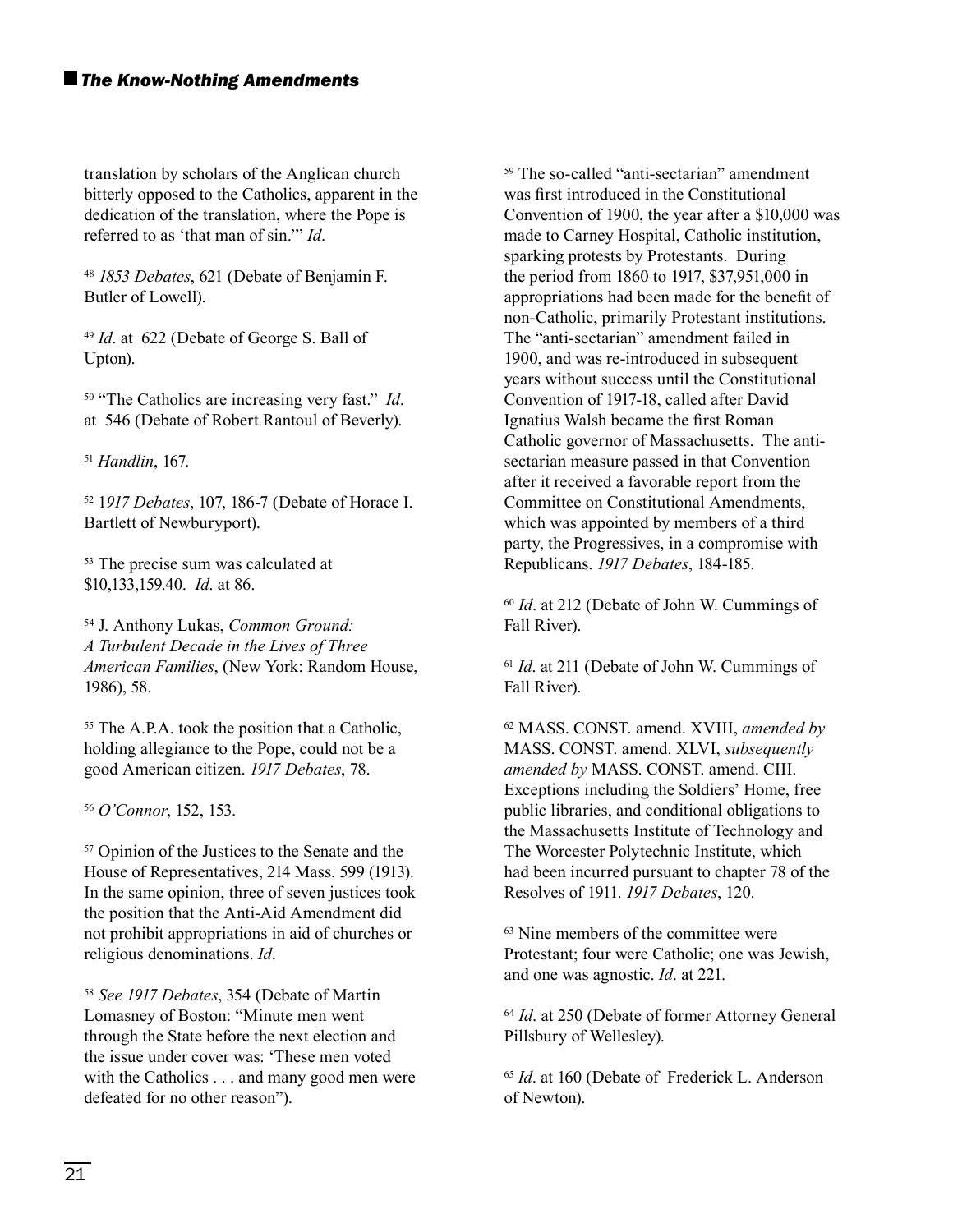translation by scholars of the Anglican church bitterly opposed to the Catholics, apparent in the dedication of the translation, where the Pope is referred to as 'that man of sin.'" *Id*.

[48] *1853 Debates*, 621 (Debate of Benjamin F. Butler of Lowell).

[49] *Id*. at 622 (Debate of George S. Ball of Upton).

[50] "The Catholics are increasing very fast." *Id*. at 546 (Debate of Robert Rantoul of Beverly).

[51] *Handlin*, 167.

[52] *1917 Debates*, 107, 186-7 (Debate of Horace I. Bartlett of Newburyport).

[53] The precise sum was calculated at $10,133,159.40. *Id*. at 86.

[54] J. Anthony Lukas, *Common Ground: A Turbulent Decade in the Lives of Three American Families*, (New York: Random House, 1986), 58.

[55] The A.P.A. took the position that a Catholic, holding allegiance to the Pope, could not be a good American citizen. *1917 Debates*, 78.

[56] *O'Connor*, 152, 153.

[57] Opinion of the Justices to the Senate and the House of Representatives, 214 Mass. 599 (1913). In the same opinion, three of seven justices took the position that the Anti-Aid Amendment did not prohibit appropriations in aid of churches or religious denominations. *Id*.

[58] *See 1917 Debates*, 354 (Debate of Martin Lomasney of Boston: "Minute men went through the State before the next election and the issue under cover was: 'These men voted with the Catholics . . . and many good men were defeated for no other reason").

[59] The so-called "anti-sectarian" amendment was first introduced in the Constitutional Convention of 1900, the year after a $10,000 was made to Carney Hospital, Catholic institution, sparking protests by Protestants. During the period from 1860 to 1917, $37,951,000 in appropriations had been made for the benefit of non-Catholic, primarily Protestant institutions. The "anti-sectarian" amendment failed in 1900, and was re-introduced in subsequent years without success until the Constitutional Convention of 1917-18, called after David Ignatius Walsh became the first Roman Catholic governor of Massachusetts. The anti-sectarian measure passed in that Convention after it received a favorable report from the Committee on Constitutional Amendments, which was appointed by members of a third party, the Progressives, in a compromise with Republicans. *1917 Debates*, 184-185.

[60] *Id*. at 212 (Debate of John W. Cummings of Fall River).

[61] *Id*. at 211 (Debate of John W. Cummings of Fall River).

[62] MASS. CONST. amend. XVIII, *amended by* MASS. CONST. amend. XLVI, *subsequently amended by* MASS. CONST. amend. CIII. Exceptions including the Soldiers' Home, free public libraries, and conditional obligations to the Massachusetts Institute of Technology and The Worcester Polytechnic Institute, which had been incurred pursuant to chapter 78 of the Resolves of 1911. *1917 Debates*, 120.

[63] Nine members of the committee were Protestant; four were Catholic; one was Jewish, and one was agnostic. *Id*. at 221.

[64] *Id*. at 250 (Debate of former Attorney General Pillsbury of Wellesley).

[65] *Id*. at 160 (Debate of Frederick L. Anderson of Newton).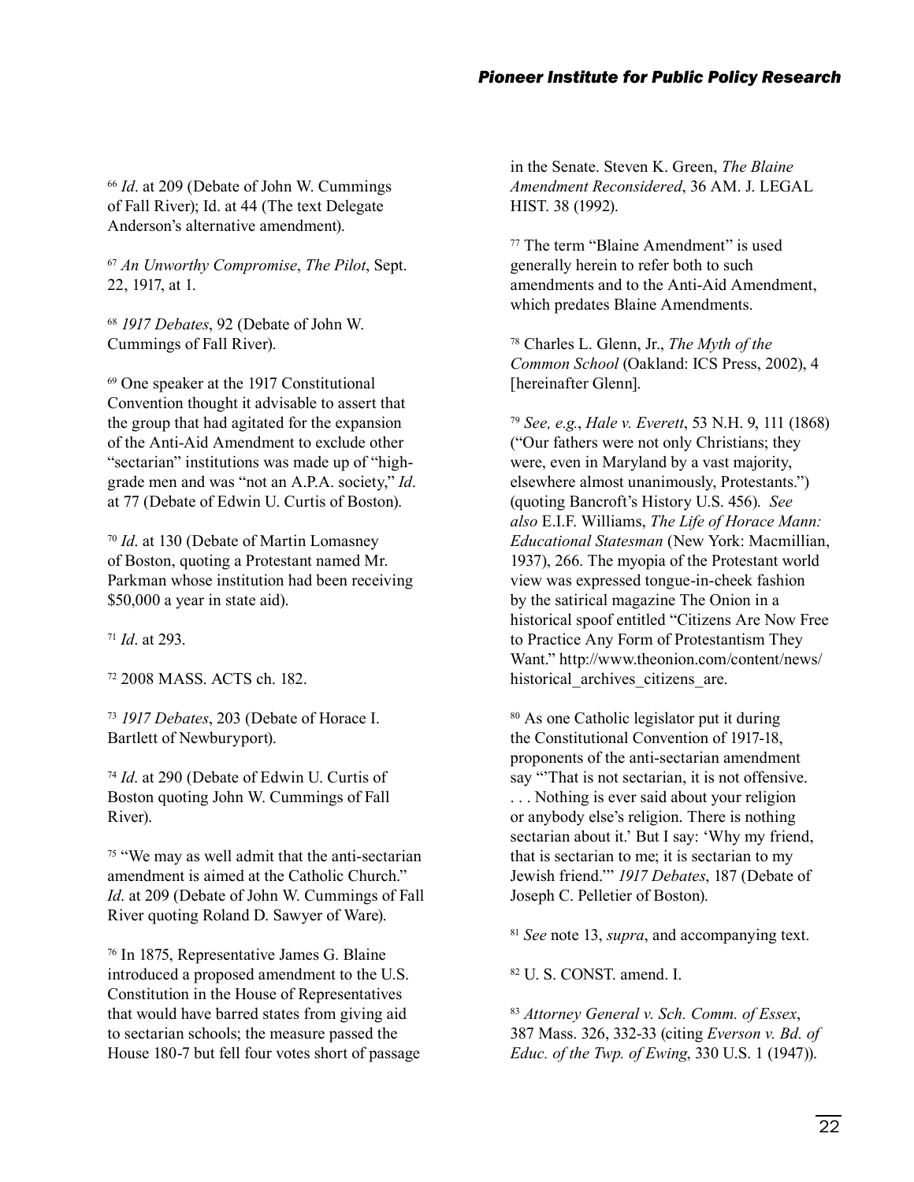[66] *Id*. at 209 (Debate of John W. Cummings of Fall River); Id. at 44 (The text Delegate Anderson's alternative amendment).

[67] *An Unworthy Compromise*, *The Pilot*, Sept. 22, 1917, at 1.

[68] *1917 Debates*, 92 (Debate of John W. Cummings of Fall River).

[69] One speaker at the 1917 Constitutional Convention thought it advisable to assert that the group that had agitated for the expansion of the Anti-Aid Amendment to exclude other "sectarian" institutions was made up of "high-grade men and was "not an A.P.A. society," *Id*. at 77 (Debate of Edwin U. Curtis of Boston).

[70] *Id*. at 130 (Debate of Martin Lomasney of Boston, quoting a Protestant named Mr. Parkman whose institution had been receiving $50,000 a year in state aid).

[71] *Id*. at 293.

[72] 2008 MASS. ACTS ch. 182.

[73] *1917 Debates*, 203 (Debate of Horace I. Bartlett of Newburyport).

[74] *Id*. at 290 (Debate of Edwin U. Curtis of Boston quoting John W. Cummings of Fall River).

[75] "We may as well admit that the anti-sectarian amendment is aimed at the Catholic Church." *Id*. at 209 (Debate of John W. Cummings of Fall River quoting Roland D. Sawyer of Ware).

[76] In 1875, Representative James G. Blaine introduced a proposed amendment to the U.S. Constitution in the House of Representatives that would have barred states from giving aid to sectarian schools; the measure passed the House 180-7 but fell four votes short of passage in the Senate. Steven K. Green, *The Blaine Amendment Reconsidered*, 36 AM. J. LEGAL HIST. 38 (1992).

[77] The term "Blaine Amendment" is used generally herein to refer both to such amendments and to the Anti-Aid Amendment, which predates Blaine Amendments.

[78] Charles L. Glenn, Jr., *The Myth of the Common School* (Oakland: ICS Press, 2002), 4 [hereinafter Glenn].

[79] *See, e.g.*, *Hale v. Everett*, 53 N.H. 9, 111 (1868) ("Our fathers were not only Christians; they were, even in Maryland by a vast majority, elsewhere almost unanimously, Protestants.") (quoting Bancroft's History U.S. 456). *See also* E.I.F. Williams, *The Life of Horace Mann: Educational Statesman* (New York: Macmillian, 1937), 266. The myopia of the Protestant world view was expressed tongue-in-cheek fashion by the satirical magazine The Onion in a historical spoof entitled "Citizens Are Now Free to Practice Any Form of Protestantism They Want." http://www.theonion.com/content/news/historical_archives_citizens_are.

[80] As one Catholic legislator put it during the Constitutional Convention of 1917-18, proponents of the anti-sectarian amendment say "'That is not sectarian, it is not offensive. . . . Nothing is ever said about your religion or anybody else's religion. There is nothing sectarian about it.' But I say: 'Why my friend, that is sectarian to me; it is sectarian to my Jewish friend.'" *1917 Debates*, 187 (Debate of Joseph C. Pelletier of Boston).

[81] *See* note 13, *supra*, and accompanying text.

[82] U. S. CONST. amend. I.

[83] *Attorney General v. Sch. Comm. of Essex*, 387 Mass. 326, 332-33 (citing *Everson v. Bd. of Educ. of the Twp. of Ewing*, 330 U.S. 1 (1947)).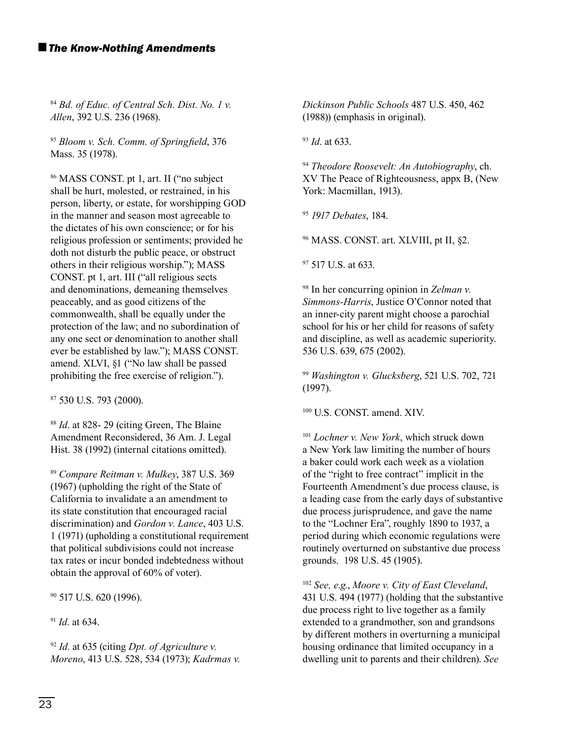[84] *Bd. of Educ. of Central Sch. Dist. No. 1 v. Allen*, 392 U.S. 236 (1968).

[85] *Bloom v. Sch. Comm. of Springfield*, 376 Mass. 35 (1978).

[86] MASS CONST. pt 1, art. II ("no subject shall be hurt, molested, or restrained, in his person, liberty, or estate, for worshipping GOD in the manner and season most agreeable to the dictates of his own conscience; or for his religious profession or sentiments; provided he doth not disturb the public peace, or obstruct others in their religious worship."); MASS CONST. pt 1, art. III ("all religious sects and denominations, demeaning themselves peaceably, and as good citizens of the commonwealth, shall be equally under the protection of the law; and no subordination of any one sect or denomination to another shall ever be established by law."); MASS CONST. amend. XLVI, §1 ("No law shall be passed prohibiting the free exercise of religion.").

[87] 530 U.S. 793 (2000).

[88] *Id*. at 828- 29 (citing Green, The Blaine Amendment Reconsidered, 36 Am. J. Legal Hist. 38 (1992) (internal citations omitted).

[89] *Compare Reitman v. Mulkey*, 387 U.S. 369 (1967) (upholding the right of the State of California to invalidate a an amendment to its state constitution that encouraged racial discrimination) and *Gordon v. Lance*, 403 U.S. 1 (1971) (upholding a constitutional requirement that political subdivisions could not increase tax rates or incur bonded indebtedness without obtain the approval of 60% of voter).

[90] 517 U.S. 620 (1996).

[91] *Id*. at 634.

[92] *Id*. at 635 (citing *Dpt. of Agriculture v. Moreno*, 413 U.S. 528, 534 (1973); *Kadrmas v. Dickinson Public Schools* 487 U.S. 450, 462 (1988)) (emphasis in original).

[93] *Id*. at 633.

[94] *Theodore Roosevelt: An Autobiography*, ch. XV The Peace of Righteousness, appx B, (New York: Macmillan, 1913).

[95] *1917 Debates*, 184.

[96] MASS. CONST. art. XLVIII, pt II, §2.

[97] 517 U.S. at 633.

[98] In her concurring opinion in *Zelman v. Simmons-Harris*, Justice O'Connor noted that an inner-city parent might choose a parochial school for his or her child for reasons of safety and discipline, as well as academic superiority. 536 U.S. 639, 675 (2002).

[99] *Washington v. Glucksberg*, 521 U.S. 702, 721 (1997).

[100] U.S. CONST. amend. XIV.

[101] *Lochner v. New York*, which struck down a New York law limiting the number of hours a baker could work each week as a violation of the "right to free contract" implicit in the Fourteenth Amendment's due process clause, is a leading case from the early days of substantive due process jurisprudence, and gave the name to the "Lochner Era", roughly 1890 to 1937, a period during which economic regulations were routinely overturned on substantive due process grounds. 198 U.S. 45 (1905).

[102] *See, e.g.*, *Moore v. City of East Cleveland*, 431 U.S. 494 (1977) (holding that the substantive due process right to live together as a family extended to a grandmother, son and grandsons by different mothers in overturning a municipal housing ordinance that limited occupancy in a dwelling unit to parents and their children). *See*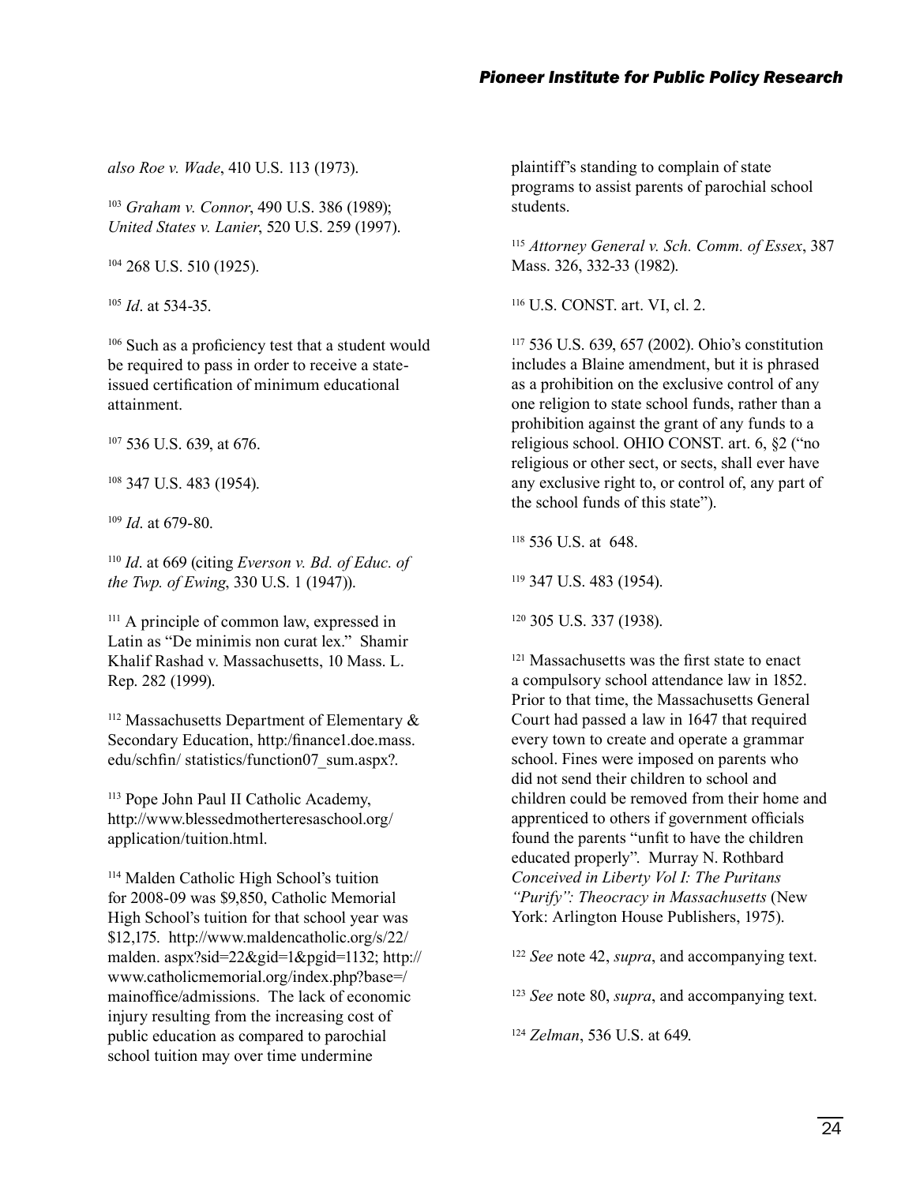*also Roe v. Wade*, 410 U.S. 113 (1973).

[103] *Graham v. Connor*, 490 U.S. 386 (1989); *United States v. Lanier*, 520 U.S. 259 (1997).

[104] 268 U.S. 510 (1925).

[105] *Id*. at 534-35.

[106] Such as a proficiency test that a student would be required to pass in order to receive a state-issued certification of minimum educational attainment.

[107] 536 U.S. 639, at 676.

[108] 347 U.S. 483 (1954).

[109] *Id*. at 679-80.

[110] *Id*. at 669 (citing *Everson v. Bd. of Educ. of the Twp. of Ewing*, 330 U.S. 1 (1947)).

[111] A principle of common law, expressed in Latin as "De minimis non curat lex." Shamir Khalif Rashad v. Massachusetts, 10 Mass. L. Rep. 282 (1999).

[112] Massachusetts Department of Elementary & Secondary Education, http:/finance1.doe.mass.edu/schfin/ statistics/function07_sum.aspx?.

[113] Pope John Paul II Catholic Academy, http://www.blessedmotherteresaschool.org/application/tuition.html.

[114] Malden Catholic High School's tuition for 2008-09 was $9,850, Catholic Memorial High School's tuition for that school year was $12,175. http://www.maldencatholic.org/s/22/malden. aspx?sid=22&gid=1&pgid=1132; http://www.catholicmemorial.org/index.php?base=/mainoffice/admissions. The lack of economic injury resulting from the increasing cost of public education as compared to parochial school tuition may over time undermine plaintiff's standing to complain of state programs to assist parents of parochial school students.

[115] *Attorney General v. Sch. Comm. of Essex*, 387 Mass. 326, 332-33 (1982).

[116] U.S. CONST. art. VI, cl. 2.

[117] 536 U.S. 639, 657 (2002). Ohio's constitution includes a Blaine amendment, but it is phrased as a prohibition on the exclusive control of any one religion to state school funds, rather than a prohibition against the grant of any funds to a religious school. OHIO CONST. art. 6, §2 ("no religious or other sect, or sects, shall ever have any exclusive right to, or control of, any part of the school funds of this state").

[118] 536 U.S. at 648.

[119] 347 U.S. 483 (1954).

[120] 305 U.S. 337 (1938).

[121] Massachusetts was the first state to enact a compulsory school attendance law in 1852. Prior to that time, the Massachusetts General Court had passed a law in 1647 that required every town to create and operate a grammar school. Fines were imposed on parents who did not send their children to school and children could be removed from their home and apprenticed to others if government officials found the parents "unfit to have the children educated properly". Murray N. Rothbard *Conceived in Liberty Vol I: The Puritans "Purify": Theocracy in Massachusetts* (New York: Arlington House Publishers, 1975).

[122] *See* note 42, *supra*, and accompanying text.

[123] *See* note 80, *supra*, and accompanying text.

[124] *Zelman*, 536 U.S. at 649.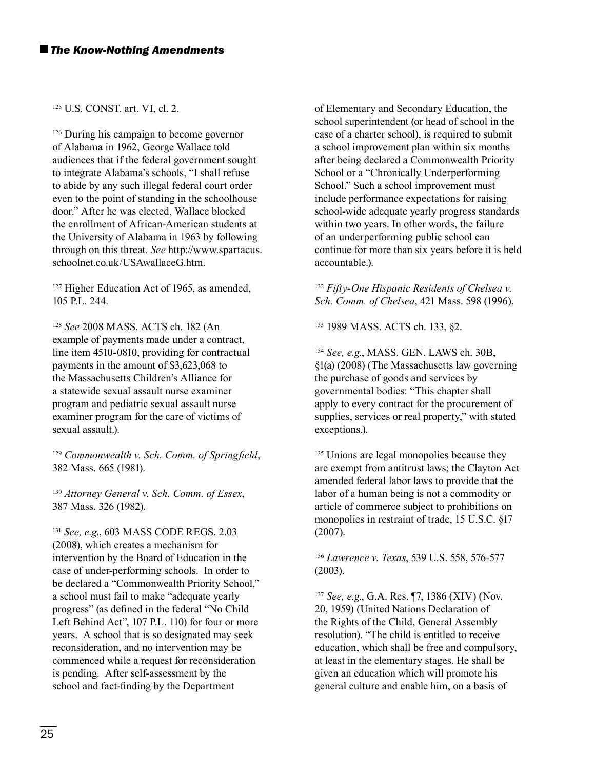[125] U.S. CONST. art. VI, cl. 2.

[126] During his campaign to become governor of Alabama in 1962, George Wallace told audiences that if the federal government sought to integrate Alabama's schools, "I shall refuse to abide by any such illegal federal court order even to the point of standing in the schoolhouse door." After he was elected, Wallace blocked the enrollment of African-American students at the University of Alabama in 1963 by following through on this threat. *See* http://www.spartacus.schoolnet.co.uk/USAwallaceG.htm.

[127] Higher Education Act of 1965, as amended, 105 P.L. 244.

[128] *See* 2008 MASS. ACTS ch. 182 (An example of payments made under a contract, line item 4510-0810, providing for contractual payments in the amount of $3,623,068 to the Massachusetts Children's Alliance for a statewide sexual assault nurse examiner program and pediatric sexual assault nurse examiner program for the care of victims of sexual assault.).

[129] *Commonwealth v. Sch. Comm. of Springfield*, 382 Mass. 665 (1981).

[130] *Attorney General v. Sch. Comm. of Essex*, 387 Mass. 326 (1982).

[131] *See, e.g.*, 603 MASS CODE REGS. 2.03 (2008), which creates a mechanism for intervention by the Board of Education in the case of under-performing schools. In order to be declared a "Commonwealth Priority School," a school must fail to make "adequate yearly progress" (as defined in the federal "No Child Left Behind Act", 107 P.L. 110) for four or more years. A school that is so designated may seek reconsideration, and no intervention may be commenced while a request for reconsideration is pending. After self-assessment by the school and fact-finding by the Department of Elementary and Secondary Education, the school superintendent (or head of school in the case of a charter school), is required to submit a school improvement plan within six months after being declared a Commonwealth Priority School or a "Chronically Underperforming School." Such a school improvement must include performance expectations for raising school-wide adequate yearly progress standards within two years. In other words, the failure of an underperforming public school can continue for more than six years before it is held accountable.).

[132] *Fifty-One Hispanic Residents of Chelsea v. Sch. Comm. of Chelsea*, 421 Mass. 598 (1996).

[133] 1989 MASS. ACTS ch. 133, §2.

[134] *See, e.g.*, MASS. GEN. LAWS ch. 30B, §1(a) (2008) (The Massachusetts law governing the purchase of goods and services by governmental bodies: "This chapter shall apply to every contract for the procurement of supplies, services or real property," with stated exceptions.).

[135] Unions are legal monopolies because they are exempt from antitrust laws; the Clayton Act amended federal labor laws to provide that the labor of a human being is not a commodity or article of commerce subject to prohibitions on monopolies in restraint of trade, 15 U.S.C. §17 (2007).

[136] *Lawrence v. Texas*, 539 U.S. 558, 576-577 (2003).

[137] *See, e.g.*, G.A. Res. ¶7, 1386 (XIV) (Nov. 20, 1959) (United Nations Declaration of the Rights of the Child, General Assembly resolution). "The child is entitled to receive education, which shall be free and compulsory, at least in the elementary stages. He shall be given an education which will promote his general culture and enable him, on a basis of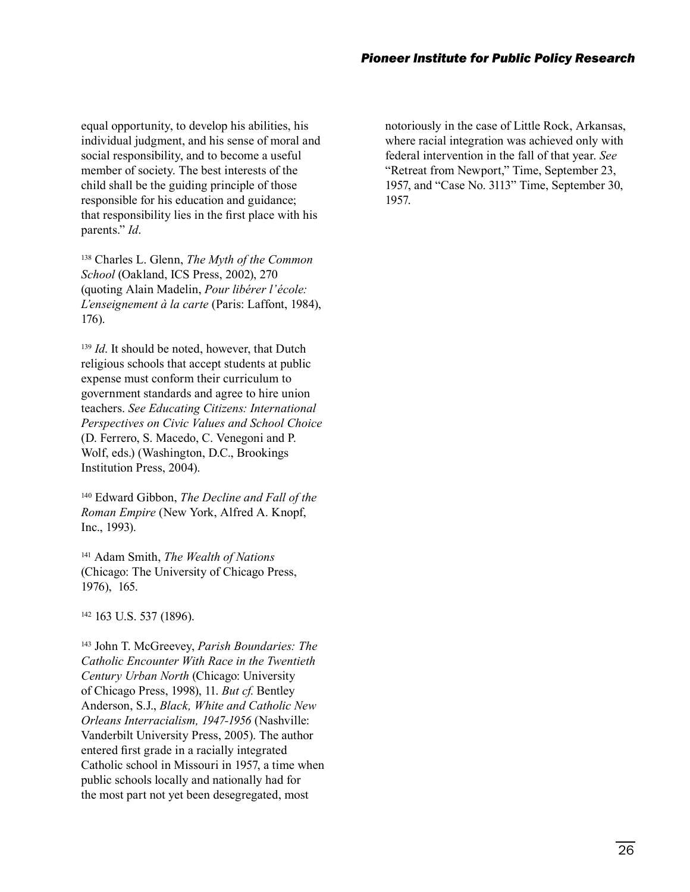equal opportunity, to develop his abilities, his individual judgment, and his sense of moral and social responsibility, and to become a useful member of society. The best interests of the child shall be the guiding principle of those responsible for his education and guidance; that responsibility lies in the first place with his parents." *Id*.

[138] Charles L. Glenn, *The Myth of the Common School* (Oakland, ICS Press, 2002), 270 (quoting Alain Madelin, *Pour libérer l'école: L'enseignement à la carte* (Paris: Laffont, 1984), 176).

[139] *Id*. It should be noted, however, that Dutch religious schools that accept students at public expense must conform their curriculum to government standards and agree to hire union teachers. *See Educating Citizens: International Perspectives on Civic Values and School Choice* (D. Ferrero, S. Macedo, C. Venegoni and P. Wolf, eds.) (Washington, D.C., Brookings Institution Press, 2004).

[140] Edward Gibbon, *The Decline and Fall of the Roman Empire* (New York, Alfred A. Knopf, Inc., 1993).

[141] Adam Smith, *The Wealth of Nations* (Chicago: The University of Chicago Press, 1976), 165.

[142] 163 U.S. 537 (1896).

[143] John T. McGreevey, *Parish Boundaries: The Catholic Encounter With Race in the Twentieth Century Urban North* (Chicago: University of Chicago Press, 1998), 11. *But cf.* Bentley Anderson, S.J., *Black, White and Catholic New Orleans Interracialism, 1947-1956* (Nashville: Vanderbilt University Press, 2005). The author entered first grade in a racially integrated Catholic school in Missouri in 1957, a time when public schools locally and nationally had for the most part not yet been desegregated, most notoriously in the case of Little Rock, Arkansas, where racial integration was achieved only with federal intervention in the fall of that year. *See* "Retreat from Newport," Time, September 23, 1957, and "Case No. 3113" Time, September 30, 1957.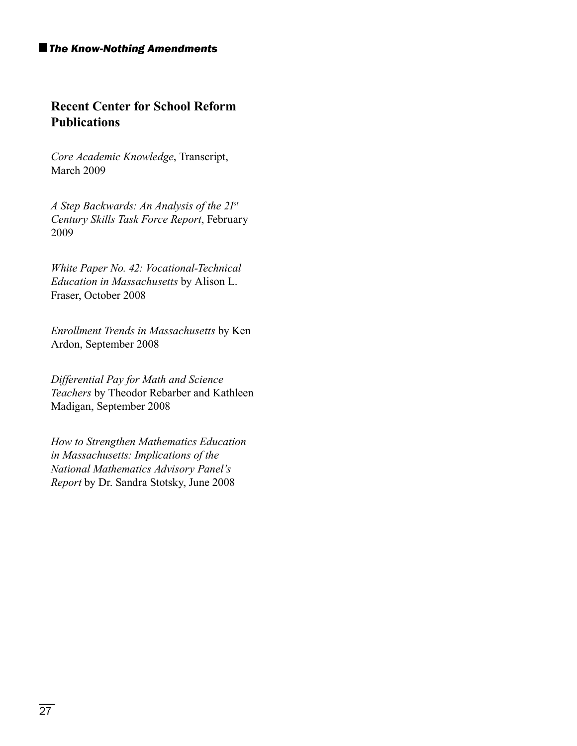## Recent Center for School Reform Publications

*Core Academic Knowledge*, Transcript, March 2009

*A Step Backwards: An Analysis of the 21st Century Skills Task Force Report*, February 2009

*White Paper No. 42: Vocational-Technical Education in Massachusetts* by Alison L. Fraser, October 2008

*Enrollment Trends in Massachusetts* by Ken Ardon, September 2008

*Differential Pay for Math and Science Teachers* by Theodor Rebarber and Kathleen Madigan, September 2008

*How to Strengthen Mathematics Education in Massachusetts: Implications of the National Mathematics Advisory Panel's Report* by Dr. Sandra Stotsky, June 2008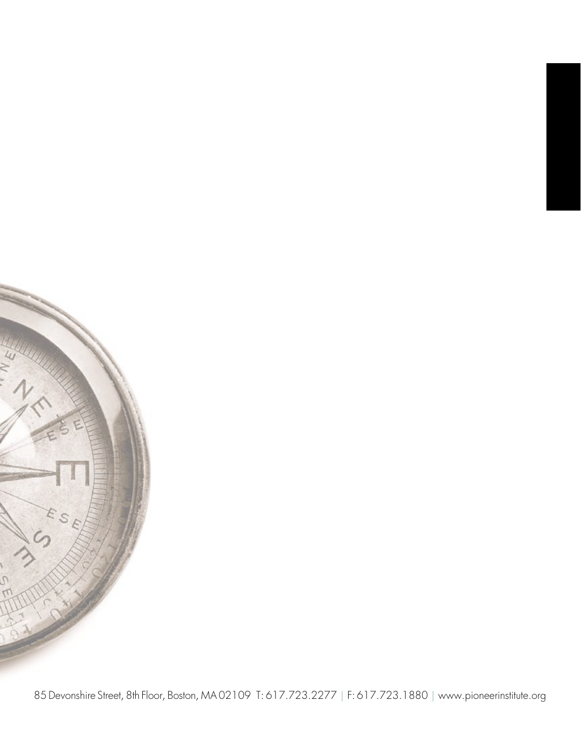85 Devonshire Street, 8th Floor, Boston, MA 02109 T: 617.723.2277 | F: 617.723.1880 | www.pioneerinstitute.org